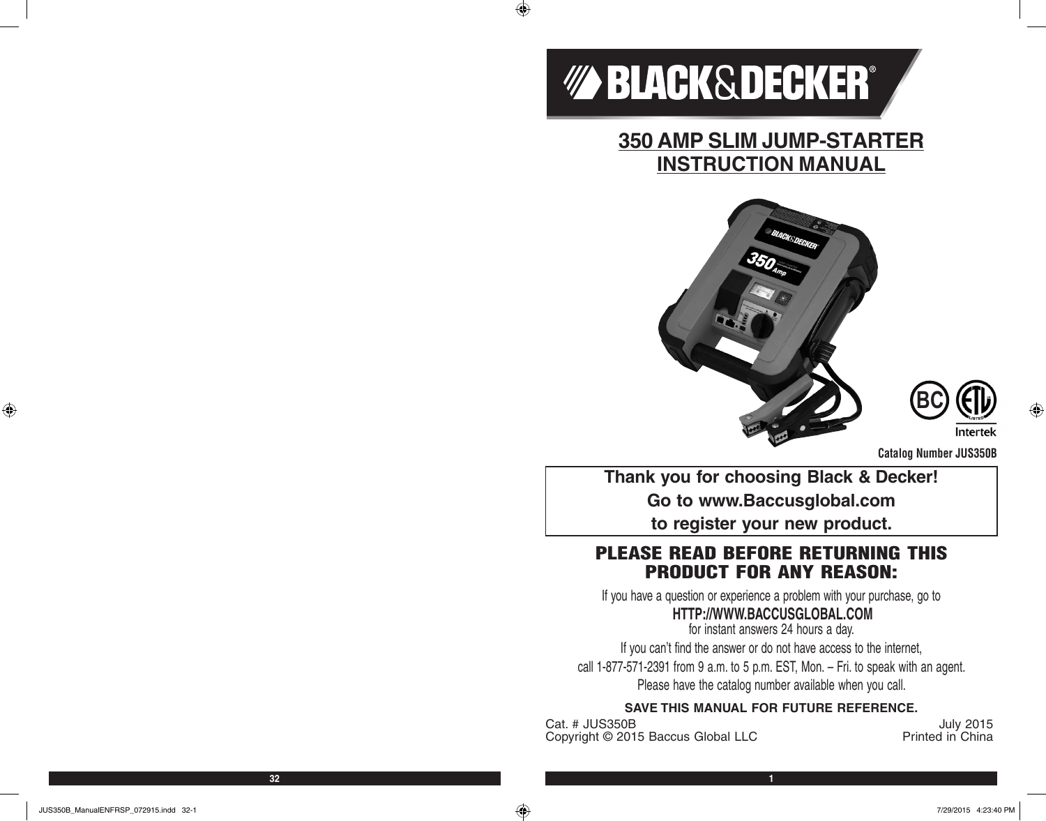# BLACK&DECKER®

## 350 AMP SLIM JUMP-STARTER INSTRUCTION MANUAL

Catalog Number JUS350B

**Thank you for choosing Black & Decker!**
**Go to www.Baccusglobal.com**
**to register your new product.**

## PLEASE READ BEFORE RETURNING THIS PRODUCT FOR ANY REASON:

If you have a question or experience a problem with your purchase, go to

**HTTP://WWW.BACCUSGLOBAL.COM**

for instant answers 24 hours a day.

If you can't find the answer or do not have access to the internet,
call 1-877-571-2391 from 9 a.m. to 5 p.m. EST, Mon. – Fri. to speak with an agent.
Please have the catalog number available when you call.

**SAVE THIS MANUAL FOR FUTURE REFERENCE.**

Cat. # JUS350B
Copyright © 2015 Baccus Global LLC

July 2015
Printed in China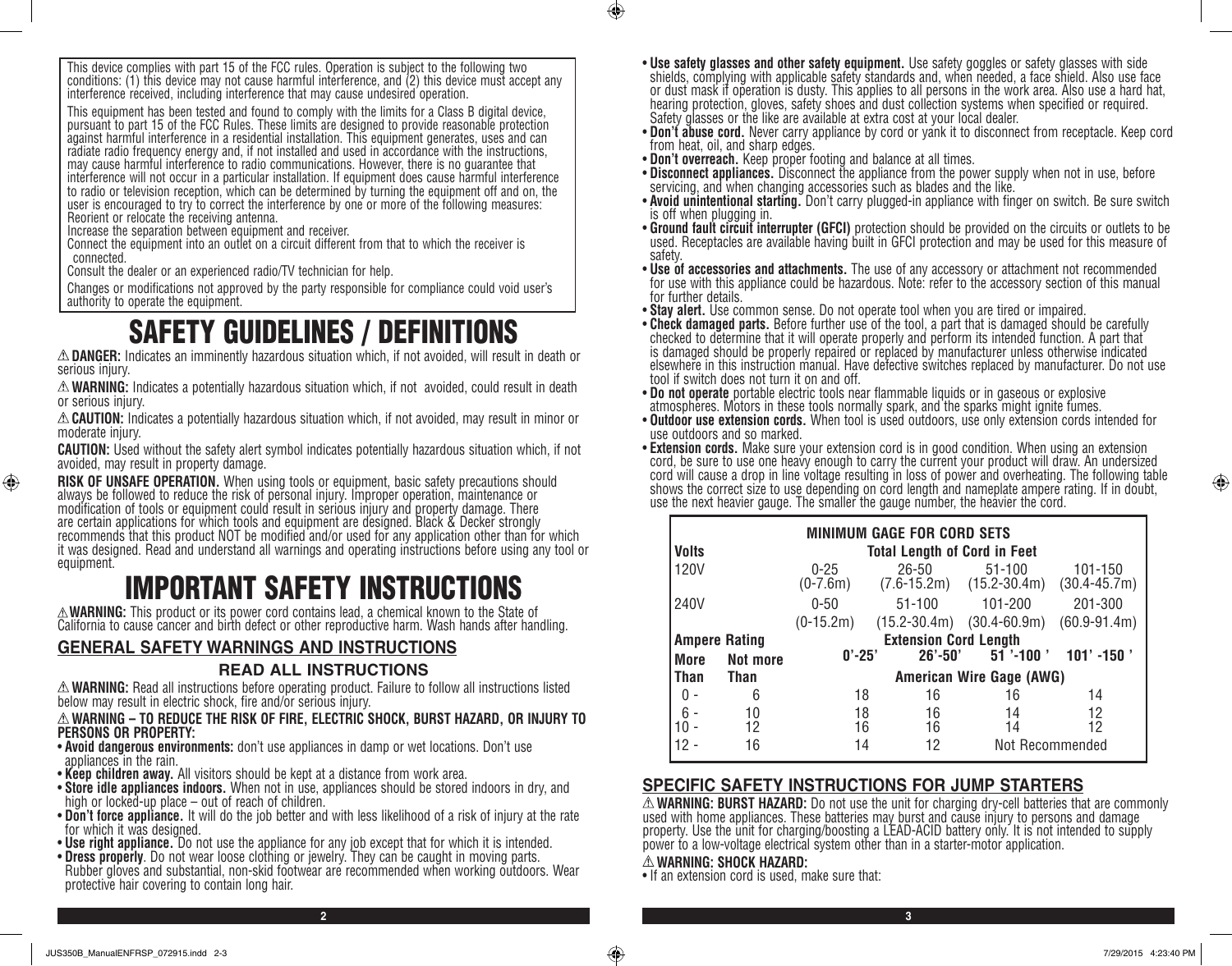This device complies with part 15 of the FCC rules. Operation is subject to the following two conditions: (1) this device may not cause harmful interference, and (2) this device must accept any interference received, including interference that may cause undesired operation.

This equipment has been tested and found to comply with the limits for a Class B digital device, pursuant to part 15 of the FCC Rules. These limits are designed to provide reasonable protection against harmful interference in a residential installation. This equipment generates, uses and can radiate radio frequency energy and, if not installed and used in accordance with the instructions, may cause harmful interference to radio communications. However, there is no guarantee that interference will not occur in a particular installation. If equipment does cause harmful interference to radio or television reception, which can be determined by turning the equipment off and on, the user is encouraged to try to correct the interference by one or more of the following measures:
Reorient or relocate the receiving antenna.
Increase the separation between equipment and receiver.
Connect the equipment into an outlet on a circuit different from that to which the receiver is connected.
Consult the dealer or an experienced radio/TV technician for help.

Changes or modifications not approved by the party responsible for compliance could void user's authority to operate the equipment.

# SAFETY GUIDELINES / DEFINITIONS

⚠ **DANGER:** Indicates an imminently hazardous situation which, if not avoided, will result in death or serious injury.

⚠ **WARNING:** Indicates a potentially hazardous situation which, if not avoided, could result in death or serious injury.

⚠ **CAUTION:** Indicates a potentially hazardous situation which, if not avoided, may result in minor or moderate injury.

**CAUTION:** Used without the safety alert symbol indicates potentially hazardous situation which, if not avoided, may result in property damage.

**RISK OF UNSAFE OPERATION.** When using tools or equipment, basic safety precautions should always be followed to reduce the risk of personal injury. Improper operation, maintenance or modification of tools or equipment could result in serious injury and property damage. There are certain applications for which tools and equipment are designed. Black & Decker strongly recommends that this product NOT be modified and/or used for any application other than for which it was designed. Read and understand all warnings and operating instructions before using any tool or equipment.

# IMPORTANT SAFETY INSTRUCTIONS

⚠ **WARNING:** This product or its power cord contains lead, a chemical known to the State of California to cause cancer and birth defect or other reproductive harm. Wash hands after handling.

## GENERAL SAFETY WARNINGS AND INSTRUCTIONS

### READ ALL INSTRUCTIONS

⚠ **WARNING:** Read all instructions before operating product. Failure to follow all instructions listed below may result in electric shock, fire and/or serious injury.

⚠ **WARNING – TO REDUCE THE RISK OF FIRE, ELECTRIC SHOCK, BURST HAZARD, OR INJURY TO PERSONS OR PROPERTY:**

- **Avoid dangerous environments:** don't use appliances in damp or wet locations. Don't use appliances in the rain.
- **Keep children away.** All visitors should be kept at a distance from work area.
- **Store idle appliances indoors.** When not in use, appliances should be stored indoors in dry, and high or locked-up place – out of reach of children.
- **Don't force appliance.** It will do the job better and with less likelihood of a risk of injury at the rate for which it was designed.
- **Use right appliance.** Do not use the appliance for any job except that for which it is intended.
- **Dress properly**. Do not wear loose clothing or jewelry. They can be caught in moving parts. Rubber gloves and substantial, non-skid footwear are recommended when working outdoors. Wear protective hair covering to contain long hair.
- **Use safety glasses and other safety equipment.** Use safety goggles or safety glasses with side shields, complying with applicable safety standards and, when needed, a face shield. Also use face or dust mask if operation is dusty. This applies to all persons in the work area. Also use a hard hat, hearing protection, gloves, safety shoes and dust collection systems when specified or required. Safety glasses or the like are available at extra cost at your local dealer.
- **Don't abuse cord.** Never carry appliance by cord or yank it to disconnect from receptacle. Keep cord from heat, oil, and sharp edges.
- **Don't overreach.** Keep proper footing and balance at all times.
- **Disconnect appliances.** Disconnect the appliance from the power supply when not in use, before servicing, and when changing accessories such as blades and the like.
- **Avoid unintentional starting.** Don't carry plugged-in appliance with finger on switch. Be sure switch is off when plugging in.
- **Ground fault circuit interrupter (GFCI)** protection should be provided on the circuits or outlets to be used. Receptacles are available having built in GFCI protection and may be used for this measure of safety.
- **Use of accessories and attachments.** The use of any accessory or attachment not recommended for use with this appliance could be hazardous. Note: refer to the accessory section of this manual for further details.
- **Stay alert.** Use common sense. Do not operate tool when you are tired or impaired.
- **Check damaged parts.** Before further use of the tool, a part that is damaged should be carefully checked to determine that it will operate properly and perform its intended function. A part that is damaged should be properly repaired or replaced by manufacturer unless otherwise indicated elsewhere in this instruction manual. Have defective switches replaced by manufacturer. Do not use tool if switch does not turn it on and off.
- **Do not operate** portable electric tools near flammable liquids or in gaseous or explosive atmospheres. Motors in these tools normally spark, and the sparks might ignite fumes.
- **Outdoor use extension cords.** When tool is used outdoors, use only extension cords intended for use outdoors and so marked.
- **Extension cords.** Make sure your extension cord is in good condition. When using an extension cord, be sure to use one heavy enough to carry the current your product will draw. An undersized cord will cause a drop in line voltage resulting in loss of power and overheating. The following table shows the correct size to use depending on cord length and nameplate ampere rating. If in doubt, use the next heavier gauge. The smaller the gauge number, the heavier the cord.

| MINIMUM GAGE FOR CORD SETS | | | | | |
|---|---|---|---|---|---|
| **Volts** | | **Total Length of Cord in Feet** | | | |
| 120V | | 0-25 (0-7.6m) | 26-50 (7.6-15.2m) | 51-100 (15.2-30.4m) | 101-150 (30.4-45.7m) |
| 240V | | 0-50 (0-15.2m) | 51-100 (15.2-30.4m) | 101-200 (30.4-60.9m) | 201-300 (60.9-91.4m) |
| **Ampere Rating** | | **Extension Cord Length** | | | |
| **More Than** | **Not more Than** | **0'-25'** | **26'-50'** | **51'-100'** | **101'-150'** |
| | | **American Wire Gage (AWG)** | | | |
| 0 - | 6 | 18 | 16 | 16 | 14 |
| 6 - | 10 | 18 | 16 | 14 | 12 |
| 10 - | 12 | 16 | 16 | 14 | 12 |
| 12 - | 16 | 14 | 12 | Not Recommended | |

## SPECIFIC SAFETY INSTRUCTIONS FOR JUMP STARTERS

⚠ **WARNING: BURST HAZARD:** Do not use the unit for charging dry-cell batteries that are commonly used with home appliances. These batteries may burst and cause injury to persons and damage property. Use the unit for charging/boosting a LEAD-ACID battery only. It is not intended to supply power to a low-voltage electrical system other than in a starter-motor application.

⚠ **WARNING: SHOCK HAZARD:**

- If an extension cord is used, make sure that: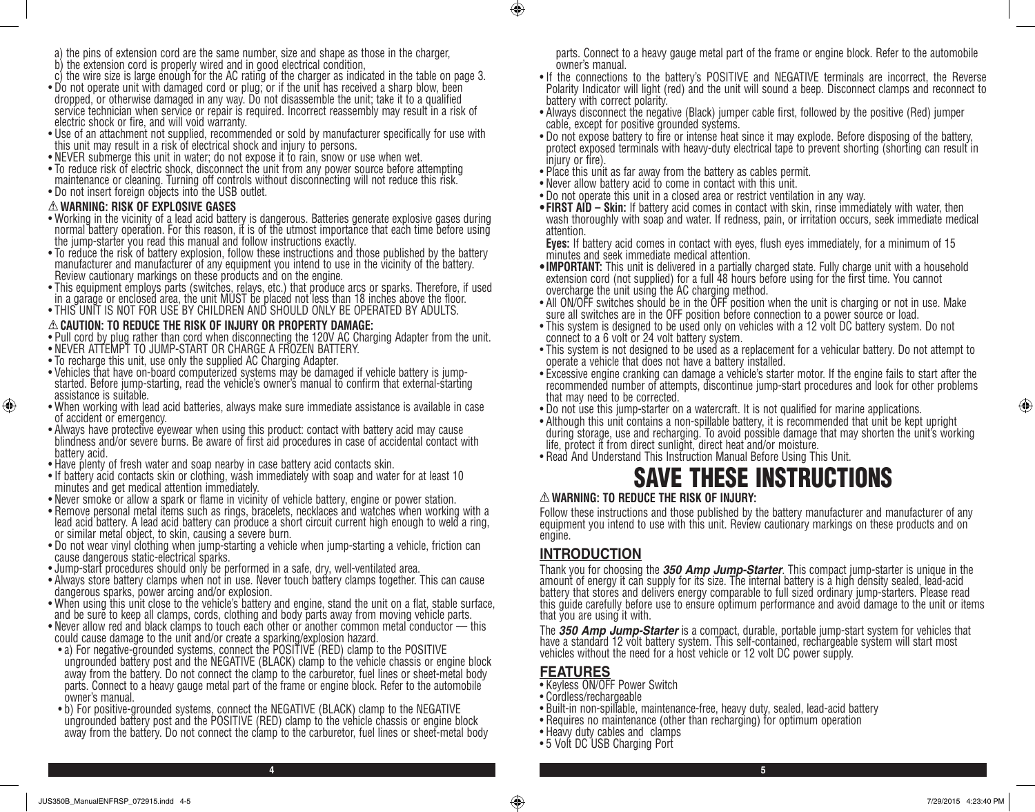a) the pins of extension cord are the same number, size and shape as those in the charger,
b) the extension cord is properly wired and in good electrical condition,
c) the wire size is large enough for the AC rating of the charger as indicated in the table on page 3.

- Do not operate unit with damaged cord or plug; or if the unit has received a sharp blow, been dropped, or otherwise damaged in any way. Do not disassemble the unit; take it to a qualified service technician when service or repair is required. Incorrect reassembly may result in a risk of electric shock or fire, and will void warranty.
- Use of an attachment not supplied, recommended or sold by manufacturer specifically for use with this unit may result in a risk of electrical shock and injury to persons.
- NEVER submerge this unit in water; do not expose it to rain, snow or use when wet.
- To reduce risk of electric shock, disconnect the unit from any power source before attempting maintenance or cleaning. Turning off controls without disconnecting will not reduce this risk.
- Do not insert foreign objects into the USB outlet.

### ⚠ WARNING: RISK OF EXPLOSIVE GASES

- Working in the vicinity of a lead acid battery is dangerous. Batteries generate explosive gases during normal battery operation. For this reason, it is of the utmost importance that each time before using the jump-starter you read this manual and follow instructions exactly.
- To reduce the risk of battery explosion, follow these instructions and those published by the battery manufacturer and manufacturer of any equipment you intend to use in the vicinity of the battery. Review cautionary markings on these products and on the engine.
- This equipment employs parts (switches, relays, etc.) that produce arcs or sparks. Therefore, if used in a garage or enclosed area, the unit MUST be placed not less than 18 inches above the floor.
- THIS UNIT IS NOT FOR USE BY CHILDREN AND SHOULD ONLY BE OPERATED BY ADULTS.

### ⚠ CAUTION: TO REDUCE THE RISK OF INJURY OR PROPERTY DAMAGE:

- Pull cord by plug rather than cord when disconnecting the 120V AC Charging Adapter from the unit.
- NEVER ATTEMPT TO JUMP-START OR CHARGE A FROZEN BATTERY.
- To recharge this unit, use only the supplied AC Charging Adapter.
- Vehicles that have on-board computerized systems may be damaged if vehicle battery is jump-started. Before jump-starting, read the vehicle's owner's manual to confirm that external-starting assistance is suitable.
- When working with lead acid batteries, always make sure immediate assistance is available in case of accident or emergency.
- Always have protective eyewear when using this product: contact with battery acid may cause blindness and/or severe burns. Be aware of first aid procedures in case of accidental contact with battery acid.
- Have plenty of fresh water and soap nearby in case battery acid contacts skin.
- If battery acid contacts skin or clothing, wash immediately with soap and water for at least 10 minutes and get medical attention immediately.
- Never smoke or allow a spark or flame in vicinity of vehicle battery, engine or power station.
- Remove personal metal items such as rings, bracelets, necklaces and watches when working with a lead acid battery. A lead acid battery can produce a short circuit current high enough to weld a ring, or similar metal object, to skin, causing a severe burn.
- Do not wear vinyl clothing when jump-starting a vehicle when jump-starting a vehicle, friction can cause dangerous static-electrical sparks.
- Jump-start procedures should only be performed in a safe, dry, well-ventilated area.
- Always store battery clamps when not in use. Never touch battery clamps together. This can cause dangerous sparks, power arcing and/or explosion.
- When using this unit close to the vehicle's battery and engine, stand the unit on a flat, stable surface, and be sure to keep all clamps, cords, clothing and body parts away from moving vehicle parts.
- Never allow red and black clamps to touch each other or another common metal conductor — this could cause damage to the unit and/or create a sparking/explosion hazard.
  - a) For negative-grounded systems, connect the POSITIVE (RED) clamp to the POSITIVE ungrounded battery post and the NEGATIVE (BLACK) clamp to the vehicle chassis or engine block away from the battery. Do not connect the clamp to the carburetor, fuel lines or sheet-metal body parts. Connect to a heavy gauge metal part of the frame or engine block. Refer to the automobile owner's manual.
  - b) For positive-grounded systems, connect the NEGATIVE (BLACK) clamp to the NEGATIVE ungrounded battery post and the POSITIVE (RED) clamp to the vehicle chassis or engine block away from the battery. Do not connect the clamp to the carburetor, fuel lines or sheet-metal body parts. Connect to a heavy gauge metal part of the frame or engine block. Refer to the automobile owner's manual.
- If the connections to the battery's POSITIVE and NEGATIVE terminals are incorrect, the Reverse Polarity Indicator will light (red) and the unit will sound a beep. Disconnect clamps and reconnect to battery with correct polarity.
- Always disconnect the negative (Black) jumper cable first, followed by the positive (Red) jumper cable, except for positive grounded systems.
- Do not expose battery to fire or intense heat since it may explode. Before disposing of the battery, protect exposed terminals with heavy-duty electrical tape to prevent shorting (shorting can result in injury or fire).
- Place this unit as far away from the battery as cables permit.
- Never allow battery acid to come in contact with this unit.
- Do not operate this unit in a closed area or restrict ventilation in any way.
- **FIRST AID – Skin:** If battery acid comes in contact with skin, rinse immediately with water, then wash thoroughly with soap and water. If redness, pain, or irritation occurs, seek immediate medical attention.
  **Eyes:** If battery acid comes in contact with eyes, flush eyes immediately, for a minimum of 15 minutes and seek immediate medical attention.
- **IMPORTANT:** This unit is delivered in a partially charged state. Fully charge unit with a household extension cord (not supplied) for a full 48 hours before using for the first time. You cannot overcharge the unit using the AC charging method.
- All ON/OFF switches should be in the OFF position when the unit is charging or not in use. Make sure all switches are in the OFF position before connection to a power source or load.
- This system is designed to be used only on vehicles with a 12 volt DC battery system. Do not connect to a 6 volt or 24 volt battery system.
- This system is not designed to be used as a replacement for a vehicular battery. Do not attempt to operate a vehicle that does not have a battery installed.
- Excessive engine cranking can damage a vehicle's starter motor. If the engine fails to start after the recommended number of attempts, discontinue jump-start procedures and look for other problems that may need to be corrected.
- Do not use this jump-starter on a watercraft. It is not qualified for marine applications.
- Although this unit contains a non-spillable battery, it is recommended that unit be kept upright during storage, use and recharging. To avoid possible damage that may shorten the unit's working life, protect it from direct sunlight, direct heat and/or moisture.
- Read And Understand This Instruction Manual Before Using This Unit.

# SAVE THESE INSTRUCTIONS

### ⚠ WARNING: TO REDUCE THE RISK OF INJURY:

Follow these instructions and those published by the battery manufacturer and manufacturer of any equipment you intend to use with this unit. Review cautionary markings on these products and on engine.

## INTRODUCTION

Thank you for choosing the ***350 Amp Jump-Starter***. This compact jump-starter is unique in the amount of energy it can supply for its size. The internal battery is a high density sealed, lead-acid battery that stores and delivers energy comparable to full sized ordinary jump-starters. Please read this guide carefully before use to ensure optimum performance and avoid damage to the unit or items that you are using it with.

The ***350 Amp Jump-Starter*** is a compact, durable, portable jump-start system for vehicles that have a standard 12 volt battery system. This self-contained, rechargeable system will start most vehicles without the need for a host vehicle or 12 volt DC power supply.

## FEATURES

- Keyless ON/OFF Power Switch
- Cordless/rechargeable
- Built-in non-spillable, maintenance-free, heavy duty, sealed, lead-acid battery
- Requires no maintenance (other than recharging) for optimum operation
- Heavy duty cables and clamps
- 5 Volt DC USB Charging Port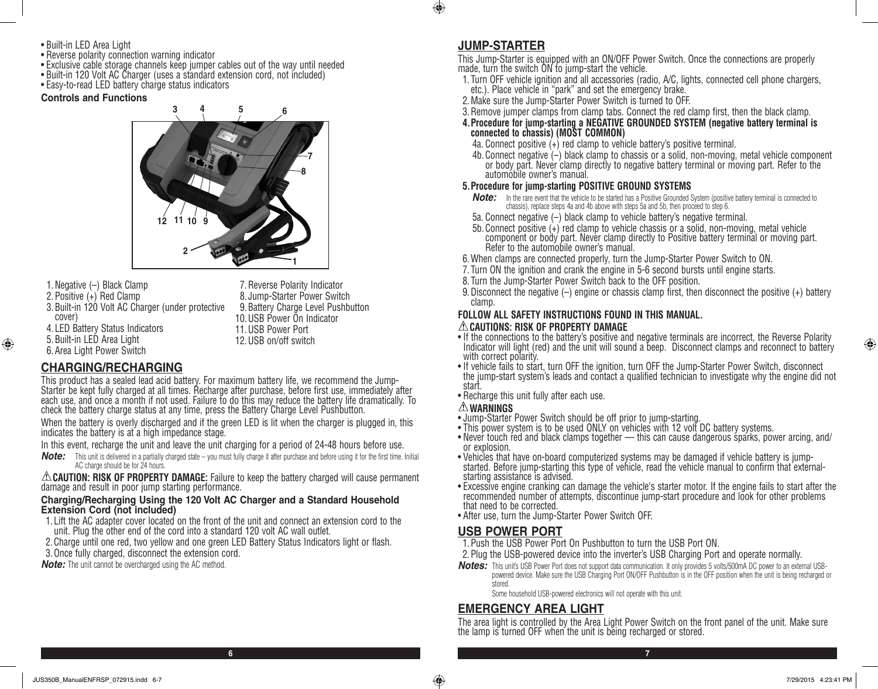- Built-in LED Area Light
- Reverse polarity connection warning indicator
- Exclusive cable storage channels keep jumper cables out of the way until needed
- Built-in 120 Volt AC Charger (uses a standard extension cord, not included)
- Easy-to-read LED battery charge status indicators

**Controls and Functions**

1. Negative (–) Black Clamp
2. Positive (+) Red Clamp
3. Built-in 120 Volt AC Charger (under protective cover)
4. LED Battery Status Indicators
5. Built-in LED Area Light
6. Area Light Power Switch
7. Reverse Polarity Indicator
8. Jump-Starter Power Switch
9. Battery Charge Level Pushbutton
10. USB Power On Indicator
11. USB Power Port
12. USB on/off switch

## CHARGING/RECHARGING

This product has a sealed lead acid battery. For maximum battery life, we recommend the Jump-Starter be kept fully charged at all times. Recharge after purchase, before first use, immediately after each use, and once a month if not used. Failure to do this may reduce the battery life dramatically. To check the battery charge status at any time, press the Battery Charge Level Pushbutton.

When the battery is overly discharged and if the green LED is lit when the charger is plugged in, this indicates the battery is at a high impedance stage.

In this event, recharge the unit and leave the unit charging for a period of 24-48 hours before use.

***Note:*** This unit is delivered in a partially charged state – you must fully charge it after purchase and before using it for the first time. Initial AC charge should be for 24 hours.

⚠ **CAUTION: RISK OF PROPERTY DAMAGE:** Failure to keep the battery charged will cause permanent damage and result in poor jump starting performance.

**Charging/Recharging Using the 120 Volt AC Charger and a Standard Household Extension Cord (not included)**

1. Lift the AC adapter cover located on the front of the unit and connect an extension cord to the unit. Plug the other end of the cord into a standard 120 volt AC wall outlet.
2. Charge until one red, two yellow and one green LED Battery Status Indicators light or flash.
3. Once fully charged, disconnect the extension cord.

***Note:*** The unit cannot be overcharged using the AC method.

## JUMP-STARTER

This Jump-Starter is equipped with an ON/OFF Power Switch. Once the connections are properly made, turn the switch ON to jump-start the vehicle.

1. Turn OFF vehicle ignition and all accessories (radio, A/C, lights, connected cell phone chargers, etc.). Place vehicle in "park" and set the emergency brake.
2. Make sure the Jump-Starter Power Switch is turned to OFF.
3. Remove jumper clamps from clamp tabs. Connect the red clamp first, then the black clamp.
4. **Procedure for jump-starting a NEGATIVE GROUNDED SYSTEM (negative battery terminal is connected to chassis) (MOST COMMON)**
   4a. Connect positive (+) red clamp to vehicle battery's positive terminal.
   4b. Connect negative (–) black clamp to chassis or a solid, non-moving, metal vehicle component or body part. Never clamp directly to negative battery terminal or moving part. Refer to the automobile owner's manual.
5. **Procedure for jump-starting POSITIVE GROUND SYSTEMS**

   ***Note:*** In the rare event that the vehicle to be started has a Positive Grounded System (positive battery terminal is connected to chassis), replace steps 4a and 4b above with steps 5a and 5b, then proceed to step 6.

   5a. Connect negative (–) black clamp to vehicle battery's negative terminal.
   5b. Connect positive (+) red clamp to vehicle chassis or a solid, non-moving, metal vehicle component or body part. Never clamp directly to Positive battery terminal or moving part. Refer to the automobile owner's manual.
6. When clamps are connected properly, turn the Jump-Starter Power Switch to ON.
7. Turn ON the ignition and crank the engine in 5-6 second bursts until engine starts.
8. Turn the Jump-Starter Power Switch back to the OFF position.
9. Disconnect the negative (–) engine or chassis clamp first, then disconnect the positive (+) battery clamp.

**FOLLOW ALL SAFETY INSTRUCTIONS FOUND IN THIS MANUAL.**

⚠ **CAUTIONS: RISK OF PROPERTY DAMAGE**

- If the connections to the battery's positive and negative terminals are incorrect, the Reverse Polarity Indicator will light (red) and the unit will sound a beep. Disconnect clamps and reconnect to battery with correct polarity.
- If vehicle fails to start, turn OFF the ignition, turn OFF the Jump-Starter Power Switch, disconnect the jump-start system's leads and contact a qualified technician to investigate why the engine did not start.
- Recharge this unit fully after each use.

⚠ **WARNINGS**

- Jump-Starter Power Switch should be off prior to jump-starting.
- This power system is to be used ONLY on vehicles with 12 volt DC battery systems.
- Never touch red and black clamps together — this can cause dangerous sparks, power arcing, and/or explosion.
- Vehicles that have on-board computerized systems may be damaged if vehicle battery is jump-started. Before jump-starting this type of vehicle, read the vehicle manual to confirm that external-starting assistance is advised.
- Excessive engine cranking can damage the vehicle's starter motor. If the engine fails to start after the recommended number of attempts, discontinue jump-start procedure and look for other problems that need to be corrected.
- After use, turn the Jump-Starter Power Switch OFF.

## USB POWER PORT

1. Push the USB Power Port On Pushbutton to turn the USB Port ON.
2. Plug the USB-powered device into the inverter's USB Charging Port and operate normally.

***Notes:*** This unit's USB Power Port does not support data communication. It only provides 5 volts/500mA DC power to an external USB-powered device. Make sure the USB Charging Port ON/OFF Pushbutton is in the OFF position when the unit is being recharged or stored.

Some household USB-powered electronics will not operate with this unit.

## EMERGENCY AREA LIGHT

The area light is controlled by the Area Light Power Switch on the front panel of the unit. Make sure the lamp is turned OFF when the unit is being recharged or stored.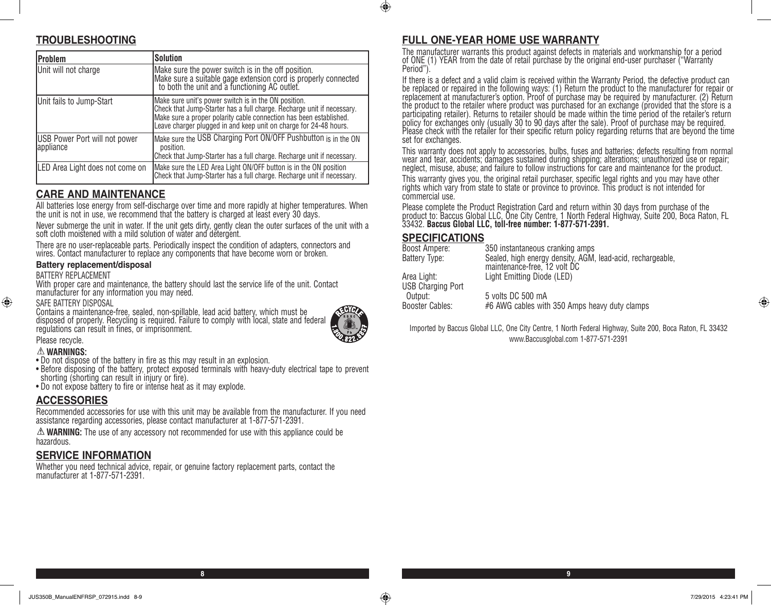## TROUBLESHOOTING

| Problem | Solution |
| --- | --- |
| Unit will not charge | Make sure the power switch is in the off position. Make sure a suitable gage extension cord is properly connected to both the unit and a functioning AC outlet. |
| Unit fails to Jump-Start | Make sure unit's power switch is in the ON position. Check that Jump-Starter has a full charge. Recharge unit if necessary. Make sure a proper polarity cable connection has been established. Leave charger plugged in and keep unit on charge for 24-48 hours. |
| USB Power Port will not power appliance | Make sure the USB Charging Port ON/OFF Pushbutton is in the ON position. Check that Jump-Starter has a full charge. Recharge unit if necessary. |
| LED Area Light does not come on | Make sure the LED Area Light ON/OFF button is in the ON position Check that Jump-Starter has a full charge. Recharge unit if necessary. |

## CARE AND MAINTENANCE

All batteries lose energy from self-discharge over time and more rapidly at higher temperatures. When the unit is not in use, we recommend that the battery is charged at least every 30 days.

Never submerge the unit in water. If the unit gets dirty, gently clean the outer surfaces of the unit with a soft cloth moistened with a mild solution of water and detergent.

There are no user-replaceable parts. Periodically inspect the condition of adapters, connectors and wires. Contact manufacturer to replace any components that have become worn or broken.

### Battery replacement/disposal

BATTERY REPLACEMENT

With proper care and maintenance, the battery should last the service life of the unit. Contact manufacturer for any information you may need.

SAFE BATTERY DISPOSAL

Contains a maintenance-free, sealed, non-spillable, lead acid battery, which must be disposed of properly. Recycling is required. Failure to comply with local, state and federal regulations can result in fines, or imprisonment.

Please recycle.

⚠ **WARNINGS:**

- Do not dispose of the battery in fire as this may result in an explosion.
- Before disposing of the battery, protect exposed terminals with heavy-duty electrical tape to prevent shorting (shorting can result in injury or fire).
- Do not expose battery to fire or intense heat as it may explode.

## ACCESSORIES

Recommended accessories for use with this unit may be available from the manufacturer. If you need assistance regarding accessories, please contact manufacturer at 1-877-571-2391.

⚠ **WARNING:** The use of any accessory not recommended for use with this appliance could be hazardous.

## SERVICE INFORMATION

Whether you need technical advice, repair, or genuine factory replacement parts, contact the manufacturer at 1-877-571-2391.

## FULL ONE-YEAR HOME USE WARRANTY

The manufacturer warrants this product against defects in materials and workmanship for a period of ONE (1) YEAR from the date of retail purchase by the original end-user purchaser ("Warranty Period").

If there is a defect and a valid claim is received within the Warranty Period, the defective product can be replaced or repaired in the following ways: (1) Return the product to the manufacturer for repair or replacement at manufacturer's option. Proof of purchase may be required by manufacturer. (2) Return the product to the retailer where product was purchased for an exchange (provided that the store is a participating retailer). Returns to retailer should be made within the time period of the retailer's return policy for exchanges only (usually 30 to 90 days after the sale). Proof of purchase may be required. Please check with the retailer for their specific return policy regarding returns that are beyond the time set for exchanges.

This warranty does not apply to accessories, bulbs, fuses and batteries; defects resulting from normal wear and tear, accidents; damages sustained during shipping; alterations; unauthorized use or repair; neglect, misuse, abuse; and failure to follow instructions for care and maintenance for the product.

This warranty gives you, the original retail purchaser, specific legal rights and you may have other rights which vary from state to state or province to province. This product is not intended for commercial use.

Please complete the Product Registration Card and return within 30 days from purchase of the product to: Baccus Global LLC, One City Centre, 1 North Federal Highway, Suite 200, Boca Raton, FL 33432. **Baccus Global LLC, toll-free number: 1-877-571-2391.**

## SPECIFICATIONS

| | |
| --- | --- |
| Boost Ampere: | 350 instantaneous cranking amps |
| Battery Type: | Sealed, high energy density, AGM, lead-acid, rechargeable, maintenance-free, 12 volt DC |
| Area Light: | Light Emitting Diode (LED) |
| USB Charging Port Output: | 5 volts DC 500 mA |
| Booster Cables: | #6 AWG cables with 350 Amps heavy duty clamps |

Imported by Baccus Global LLC, One City Centre, 1 North Federal Highway, Suite 200, Boca Raton, FL 33432
www.Baccusglobal.com 1-877-571-2391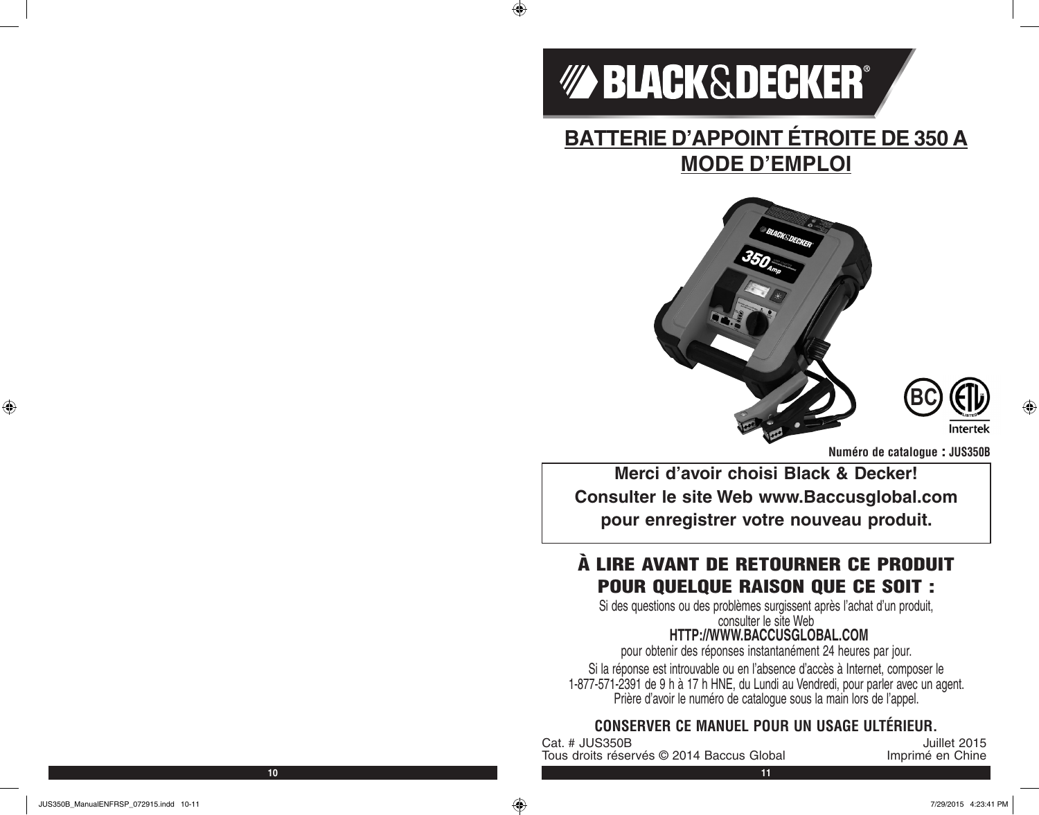BLACK&DECKER®

# BATTERIE D'APPOINT ÉTROITE DE 350 A
# MODE D'EMPLOI

**Numéro de catalogue : JUS350B**

**Merci d'avoir choisi Black & Decker!**
**Consulter le site Web www.Baccusglobal.com**
**pour enregistrer votre nouveau produit.**

## À LIRE AVANT DE RETOURNER CE PRODUIT POUR QUELQUE RAISON QUE CE SOIT :

Si des questions ou des problèmes surgissent après l'achat d'un produit, consulter le site Web

**HTTP://WWW.BACCUSGLOBAL.COM**

pour obtenir des réponses instantanément 24 heures par jour.

Si la réponse est introuvable ou en l'absence d'accès à Internet, composer le 1-877-571-2391 de 9 h à 17 h HNE, du Lundi au Vendredi, pour parler avec un agent. Prière d'avoir le numéro de catalogue sous la main lors de l'appel.

**CONSERVER CE MANUEL POUR UN USAGE ULTÉRIEUR.**

Cat. # JUS350B
Tous droits réservés © 2014 Baccus Global

Juillet 2015
Imprimé en Chine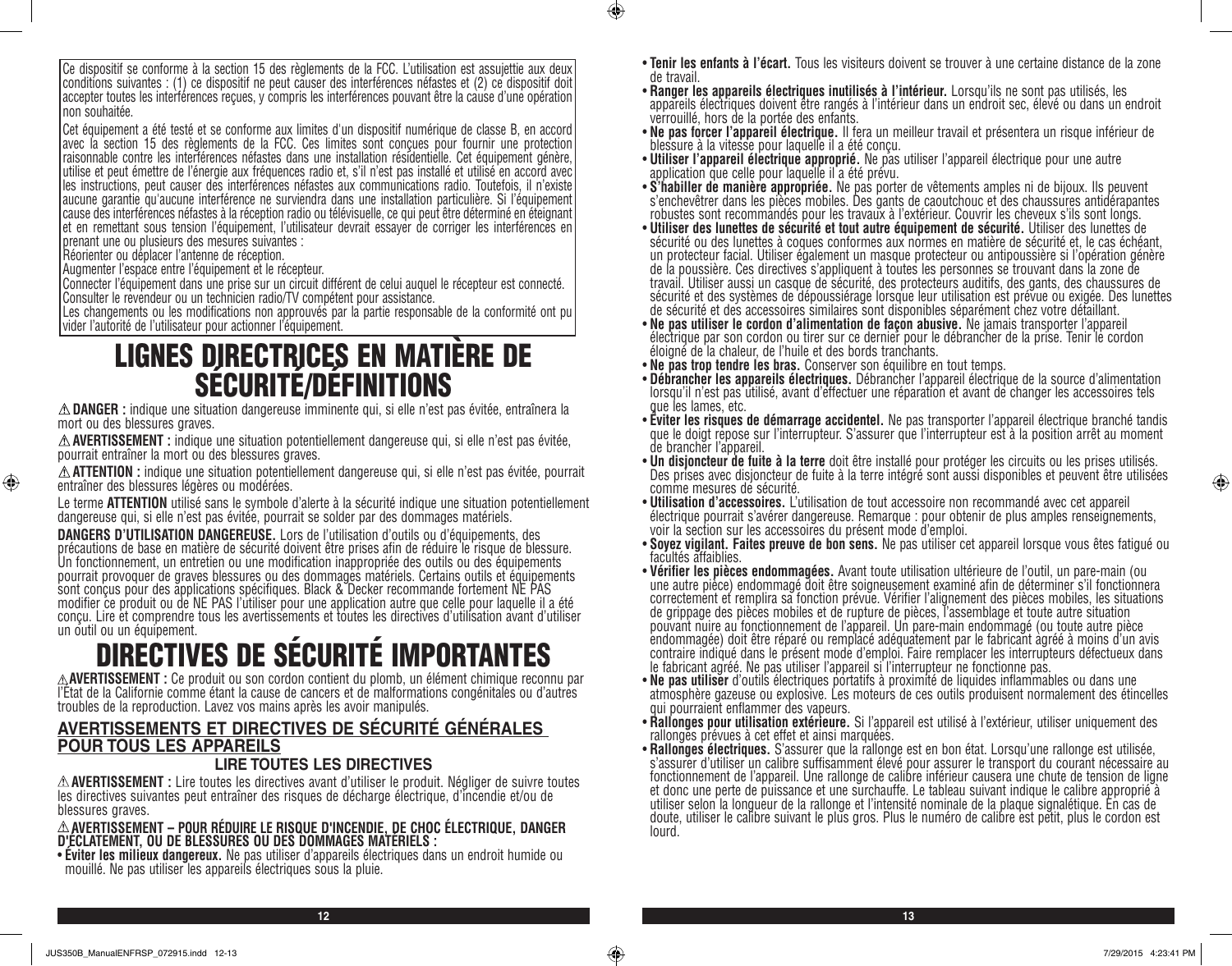Ce dispositif se conforme à la section 15 des règlements de la FCC. L'utilisation est assujettie aux deux conditions suivantes : (1) ce dispositif ne peut causer des interférences néfastes et (2) ce dispositif doit accepter toutes les interférences reçues, y compris les interférences pouvant être la cause d'une opération non souhaitée.

Cet équipement a été testé et se conforme aux limites d'un dispositif numérique de classe B, en accord avec la section 15 des règlements de la FCC. Ces limites sont conçues pour fournir une protection raisonnable contre les interférences néfastes dans une installation résidentielle. Cet équipement génère, utilise et peut émettre de l'énergie aux fréquences radio et, s'il n'est pas installé et utilisé en accord avec les instructions, peut causer des interférences néfastes aux communications radio. Toutefois, il n'existe aucune garantie qu'aucune interférence ne surviendra dans une installation particulière. Si l'équipement cause des interférences néfastes à la réception radio ou télévisuelle, ce qui peut être déterminé en éteignant et en remettant sous tension l'équipement, l'utilisateur devrait essayer de corriger les interférences en prenant une ou plusieurs des mesures suivantes :
Réorienter ou déplacer l'antenne de réception.
Augmenter l'espace entre l'équipement et le récepteur.
Connecter l'équipement dans une prise sur un circuit différent de celui auquel le récepteur est connecté.
Consulter le revendeur ou un technicien radio/TV compétent pour assistance.
Les changements ou les modifications non approuvés par la partie responsable de la conformité ont pu vider l'autorité de l'utilisateur pour actionner l'équipement.

# LIGNES DIRECTRICES EN MATIÈRE DE SÉCURITÉ/DÉFINITIONS

⚠ **DANGER :** indique une situation dangereuse imminente qui, si elle n'est pas évitée, entraînera la mort ou des blessures graves.

⚠ **AVERTISSEMENT :** indique une situation potentiellement dangereuse qui, si elle n'est pas évitée, pourrait entraîner la mort ou des blessures graves.

⚠ **ATTENTION :** indique une situation potentiellement dangereuse qui, si elle n'est pas évitée, pourrait entraîner des blessures légères ou modérées.

Le terme **ATTENTION** utilisé sans le symbole d'alerte à la sécurité indique une situation potentiellement dangereuse qui, si elle n'est pas évitée, pourrait se solder par des dommages matériels.

**DANGERS D'UTILISATION DANGEREUSE.** Lors de l'utilisation d'outils ou d'équipements, des précautions de base en matière de sécurité doivent être prises afin de réduire le risque de blessure. Un fonctionnement, un entretien ou une modification inappropriée des outils ou des équipements pourrait provoquer de graves blessures ou des dommages matériels. Certains outils et équipements sont conçus pour des applications spécifiques. Black & Decker recommande fortement NE PAS modifier ce produit ou de NE PAS l'utiliser pour une application autre que celle pour laquelle il a été conçu. Lire et comprendre tous les avertissements et toutes les directives d'utilisation avant d'utiliser un outil ou un équipement.

# DIRECTIVES DE SÉCURITÉ IMPORTANTES

⚠ **AVERTISSEMENT :** Ce produit ou son cordon contient du plomb, un élément chimique reconnu par l'État de la Californie comme étant la cause de cancers et de malformations congénitales ou d'autres troubles de la reproduction. Lavez vos mains après les avoir manipulés.

## AVERTISSEMENTS ET DIRECTIVES DE SÉCURITÉ GÉNÉRALES POUR TOUS LES APPAREILS

### LIRE TOUTES LES DIRECTIVES

⚠ **AVERTISSEMENT :** Lire toutes les directives avant d'utiliser le produit. Négliger de suivre toutes les directives suivantes peut entraîner des risques de décharge électrique, d'incendie et/ou de blessures graves.

⚠ **AVERTISSEMENT – POUR RÉDUIRE LE RISQUE D'INCENDIE, DE CHOC ÉLECTRIQUE, DANGER D'ÉCLATEMENT, OU DE BLESSURES OU DES DOMMAGES MATÉRIELS :**

- **Éviter les milieux dangereux.** Ne pas utiliser d'appareils électriques dans un endroit humide ou mouillé. Ne pas utiliser les appareils électriques sous la pluie.
- **Tenir les enfants à l'écart.** Tous les visiteurs doivent se trouver à une certaine distance de la zone de travail.
- **Ranger les appareils électriques inutilisés à l'intérieur.** Lorsqu'ils ne sont pas utilisés, les appareils électriques doivent être rangés à l'intérieur dans un endroit sec, élevé ou dans un endroit verrouillé, hors de la portée des enfants.
- **Ne pas forcer l'appareil électrique.** Il fera un meilleur travail et présentera un risque inférieur de blessure à la vitesse pour laquelle il a été conçu.
- **Utiliser l'appareil électrique approprié.** Ne pas utiliser l'appareil électrique pour une autre application que celle pour laquelle il a été prévu.
- **S'habiller de manière appropriée.** Ne pas porter de vêtements amples ni de bijoux. Ils peuvent s'enchevêtrer dans les pièces mobiles. Des gants de caoutchouc et des chaussures antidérapantes robustes sont recommandés pour les travaux à l'extérieur. Couvrir les cheveux s'ils sont longs.
- **Utiliser des lunettes de sécurité et tout autre équipement de sécurité.** Utiliser des lunettes de sécurité ou des lunettes à coques conformes aux normes en matière de sécurité et, le cas échéant, un protecteur facial. Utiliser également un masque protecteur ou antipoussière si l'opération génère de la poussière. Ces directives s'appliquent à toutes les personnes se trouvant dans la zone de travail. Utiliser aussi un casque de sécurité, des protecteurs auditifs, des gants, des chaussures de sécurité et des systèmes de dépoussiérage lorsque leur utilisation est prévue ou exigée. Des lunettes de sécurité et des accessoires similaires sont disponibles séparément chez votre détaillant.
- **Ne pas utiliser le cordon d'alimentation de façon abusive.** Ne jamais transporter l'appareil électrique par son cordon ou tirer sur ce dernier pour le débrancher de la prise. Tenir le cordon éloigné de la chaleur, de l'huile et des bords tranchants.
- **Ne pas trop tendre les bras.** Conserver son équilibre en tout temps.
- **Débrancher les appareils électriques.** Débrancher l'appareil électrique de la source d'alimentation lorsqu'il n'est pas utilisé, avant d'effectuer une réparation et avant de changer les accessoires tels que les lames, etc.
- **Éviter les risques de démarrage accidentel.** Ne pas transporter l'appareil électrique branché tandis que le doigt repose sur l'interrupteur. S'assurer que l'interrupteur est à la position arrêt au moment de brancher l'appareil.
- **Un disjoncteur de fuite à la terre** doit être installé pour protéger les circuits ou les prises utilisés. Des prises avec disjoncteur de fuite à la terre intégré sont aussi disponibles et peuvent être utilisées comme mesures de sécurité.
- **Utilisation d'accessoires.** L'utilisation de tout accessoire non recommandé avec cet appareil électrique pourrait s'avérer dangereuse. Remarque : pour obtenir de plus amples renseignements, voir la section sur les accessoires du présent mode d'emploi.
- **Soyez vigilant. Faites preuve de bon sens.** Ne pas utiliser cet appareil lorsque vous êtes fatigué ou facultés affaiblies.
- **Vérifier les pièces endommagées.** Avant toute utilisation ultérieure de l'outil, un pare-main (ou une autre pièce) endommagé doit être soigneusement examiné afin de déterminer s'il fonctionnera correctement et remplira sa fonction prévue. Vérifier l'alignement des pièces mobiles, les situations de grippage des pièces mobiles et de rupture de pièces, l'assemblage et toute autre situation pouvant nuire au fonctionnement de l'appareil. Un pare-main endommagé (ou toute autre pièce endommagée) doit être réparé ou remplacé adéquatement par le fabricant agréé à moins d'un avis contraire indiqué dans le présent mode d'emploi. Faire remplacer les interrupteurs défectueux dans le fabricant agréé. Ne pas utiliser l'appareil si l'interrupteur ne fonctionne pas.
- **Ne pas utiliser** d'outils électriques portatifs à proximité de liquides inflammables ou dans une atmosphère gazeuse ou explosive. Les moteurs de ces outils produisent normalement des étincelles qui pourraient enflammer des vapeurs.
- **Rallonges pour utilisation extérieure.** Si l'appareil est utilisé à l'extérieur, utiliser uniquement des rallonges prévues à cet effet et ainsi marquées.
- **Rallonges électriques.** S'assurer que la rallonge est en bon état. Lorsqu'une rallonge est utilisée, s'assurer d'utiliser un calibre suffisamment élevé pour assurer le transport du courant nécessaire au fonctionnement de l'appareil. Une rallonge de calibre inférieur causera une chute de tension de ligne et donc une perte de puissance et une surchauffe. Le tableau suivant indique le calibre approprié à utiliser selon la longueur de la rallonge et l'intensité nominale de la plaque signalétique. En cas de doute, utiliser le calibre suivant le plus gros. Plus le numéro de calibre est petit, plus le cordon est lourd.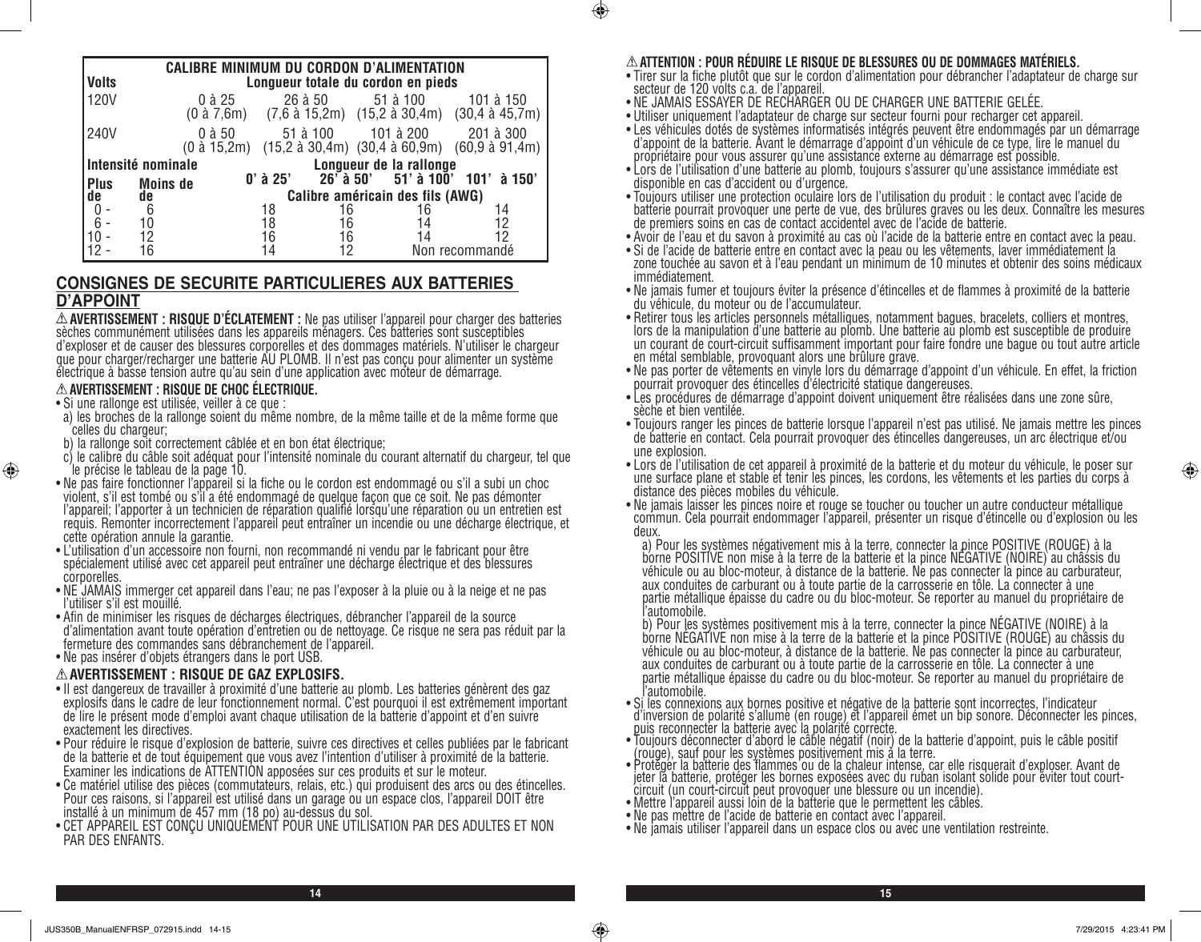| CALIBRE MINIMUM DU CORDON D'ALIMENTATION | | | | | |
|---|---|---|---|---|---|
| Volts | | Longueur totale du cordon en pieds | | | |
| 120V | | 0 à 25 (0 à 7,6m) | 26 à 50 (7,6 à 15,2m) | 51 à 100 (15,2 à 30,4m) | 101 à 150 (30,4 à 45,7m) |
| 240V | | 0 à 50 (0 à 15,2m) | 51 à 100 (15,2 à 30,4m) | 101 à 200 (30,4 à 60,9m) | 201 à 300 (60,9 à 91,4m) |
| Intensité nominale | | Longueur de la rallonge | | | |
| Plus de | Moins de | 0' à 25' | 26' à 50' | 51' à 100' | 101' à 150' |
| | | Calibre américain des fils (AWG) | | | |
| 0 - | 6 | 18 | 16 | 16 | 14 |
| 6 - | 10 | 18 | 16 | 14 | 12 |
| 10 - | 12 | 16 | 16 | 14 | 12 |
| 12 - | 16 | 14 | 12 | Non recommandé | |

## CONSIGNES DE SECURITE PARTICULIERES AUX BATTERIES D'APPOINT

⚠ **AVERTISSEMENT : RISQUE D'ÉCLATEMENT :** Ne pas utiliser l'appareil pour charger des batteries sèches communément utilisées dans les appareils ménagers. Ces batteries sont susceptibles d'exploser et de causer des blessures corporelles et des dommages matériels. N'utiliser le chargeur que pour charger/recharger une batterie AU PLOMB. Il n'est pas conçu pour alimenter un système électrique à basse tension autre qu'au sein d'une application avec moteur de démarrage.

⚠ **AVERTISSEMENT : RISQUE DE CHOC ÉLECTRIQUE.**

- Si une rallonge est utilisée, veiller à ce que :
  a) les broches de la rallonge soient du même nombre, de la même taille et de la même forme que celles du chargeur;
  b) la rallonge soit correctement câblée et en bon état électrique;
  c) le calibre du câble soit adéquat pour l'intensité nominale du courant alternatif du chargeur, tel que le précise le tableau de la page 10.
- Ne pas faire fonctionner l'appareil si la fiche ou le cordon est endommagé ou s'il a subi un choc violent, s'il est tombé ou s'il a été endommagé de quelque façon que ce soit. Ne pas démonter l'appareil; l'apporter à un technicien de réparation qualifié lorsqu'une réparation ou un entretien est requis. Remonter incorrectement l'appareil peut entraîner un incendie ou une décharge électrique, et cette opération annule la garantie.
- L'utilisation d'un accessoire non fourni, non recommandé ni vendu par le fabricant pour être spécialement utilisé avec cet appareil peut entraîner une décharge électrique et des blessures corporelles.
- NE JAMAIS immerger cet appareil dans l'eau; ne pas l'exposer à la pluie ou à la neige et ne pas l'utiliser s'il est mouillé.
- Afin de minimiser les risques de décharges électriques, débrancher l'appareil de la source d'alimentation avant toute opération d'entretien ou de nettoyage. Ce risque ne sera pas réduit par la fermeture des commandes sans débranchement de l'appareil.
- Ne pas insérer d'objets étrangers dans le port USB.

⚠ **AVERTISSEMENT : RISQUE DE GAZ EXPLOSIFS.**

- Il est dangereux de travailler à proximité d'une batterie au plomb. Les batteries génèrent des gaz explosifs dans le cadre de leur fonctionnement normal. C'est pourquoi il est extrêmement important de lire le présent mode d'emploi avant chaque utilisation de la batterie d'appoint et d'en suivre exactement les directives.
- Pour réduire le risque d'explosion de batterie, suivre ces directives et celles publiées par le fabricant de la batterie et de tout équipement que vous avez l'intention d'utiliser à proximité de la batterie. Examiner les indications de ATTENTION apposées sur ces produits et sur le moteur.
- Ce matériel utilise des pièces (commutateurs, relais, etc.) qui produisent des arcs ou des étincelles. Pour ces raisons, si l'appareil est utilisé dans un garage ou un espace clos, l'appareil DOIT être installé à un minimum de 457 mm (18 po) au-dessus du sol.
- CET APPAREIL EST CONÇU UNIQUEMENT POUR UNE UTILISATION PAR DES ADULTES ET NON PAR DES ENFANTS.

⚠ **ATTENTION : POUR RÉDUIRE LE RISQUE DE BLESSURES OU DE DOMMAGES MATÉRIELS.**

- Tirer sur la fiche plutôt que sur le cordon d'alimentation pour débrancher l'adaptateur de charge sur secteur de 120 volts c.a. de l'appareil.
- NE JAMAIS ESSAYER DE RECHARGER OU DE CHARGER UNE BATTERIE GELÉE.
- Utiliser uniquement l'adaptateur de charge sur secteur fourni pour recharger cet appareil.
- Les véhicules dotés de systèmes informatisés intégrés peuvent être endommagés par un démarrage d'appoint de la batterie. Avant de démarrage d'appoint d'un véhicule de ce type, lire le manuel du propriétaire pour vous assurer qu'une assistance externe au démarrage est possible.
- Lors de l'utilisation d'une batterie au plomb, toujours s'assurer qu'une assistance immédiate est disponible en cas d'accident ou d'urgence.
- Toujours utiliser une protection oculaire lors de l'utilisation du produit : le contact avec l'acide de batterie pourrait provoquer une perte de vue, des brûlures graves ou les deux. Connaître les mesures de premiers soins en cas de contact accidentel avec de l'acide de batterie.
- Avoir de l'eau et du savon à proximité au cas où l'acide de la batterie entre en contact avec la peau.
- Si de l'acide de batterie entre en contact avec la peau ou les vêtements, laver immédiatement la zone touchée au savon et à l'eau pendant un minimum de 10 minutes et obtenir des soins médicaux immédiatement.
- Ne jamais fumer et toujours éviter la présence d'étincelles et de flammes à proximité de la batterie du véhicule, du moteur ou de l'accumulateur.
- Retirer tous les articles personnels métalliques, notamment bagues, bracelets, colliers et montres, lors de la manipulation d'une batterie au plomb. Une batterie au plomb est susceptible de produire un courant de court-circuit suffisamment important pour faire fondre une bague ou tout autre article en métal semblable, provoquant alors une brûlure grave.
- Ne pas porter de vêtements en vinyle lors du démarrage d'appoint d'un véhicule. En effet, la friction pourrait provoquer des étincelles d'électricité statique dangereuses.
- Les procédures de démarrage d'appoint doivent uniquement être réalisées dans une zone sûre, sèche et bien ventilée.
- Toujours ranger les pinces de batterie lorsque l'appareil n'est pas utilisé. Ne jamais mettre les pinces de batterie en contact. Cela pourrait provoquer des étincelles dangereuses, un arc électrique et/ou une explosion.
- Lors de l'utilisation de cet appareil à proximité de la batterie et du moteur du véhicule, le poser sur une surface plane et stable et tenir les pinces, les cordons, les vêtements et les parties du corps à distance des pièces mobiles du véhicule.
- Ne jamais laisser les pinces noire et rouge se toucher ou toucher un autre conducteur métallique commun. Cela pourrait endommager l'appareil, présenter un risque d'étincelle ou d'explosion ou les deux.
  a) Pour les systèmes négativement mis à la terre, connecter la pince POSITIVE (ROUGE) à la borne POSITIVE non mise à la terre de la batterie et la pince NÉGATIVE (NOIRE) au châssis du véhicule ou au bloc-moteur, à distance de la batterie. Ne pas connecter la pince au carburateur, aux conduites de carburant ou à toute partie de la carrosserie en tôle. La connecter à une partie métallique épaisse du cadre ou du bloc-moteur. Se reporter au manuel du propriétaire de l'automobile.
  b) Pour les systèmes positivement mis à la terre, connecter la pince NÉGATIVE (NOIRE) à la borne NÉGATIVE non mise à la terre de la batterie et la pince POSITIVE (ROUGE) au châssis du véhicule ou au bloc-moteur, à distance de la batterie. Ne pas connecter la pince au carburateur, aux conduites de carburant ou à toute partie de la carrosserie en tôle. La connecter à une partie métallique épaisse du cadre ou du bloc-moteur. Se reporter au manuel du propriétaire de l'automobile.
- Si les connexions aux bornes positive et négative de la batterie sont incorrectes, l'indicateur d'inversion de polarité s'allume (en rouge) et l'appareil émet un bip sonore. Déconnecter les pinces, puis reconnecter la batterie avec la polarité correcte.
- Toujours déconnecter d'abord le câble négatif (noir) de la batterie d'appoint, puis le câble positif (rouge), sauf pour les systèmes positivement mis à la terre.
- Protéger la batterie des flammes ou de la chaleur intense, car elle risquerait d'exploser. Avant de jeter la batterie, protéger les bornes exposées avec du ruban isolant solide pour éviter tout court-circuit (un court-circuit peut provoquer une blessure ou un incendie).
- Mettre l'appareil aussi loin de la batterie que le permettent les câbles.
- Ne pas mettre de l'acide de batterie en contact avec l'appareil.
- Ne jamais utiliser l'appareil dans un espace clos ou avec une ventilation restreinte.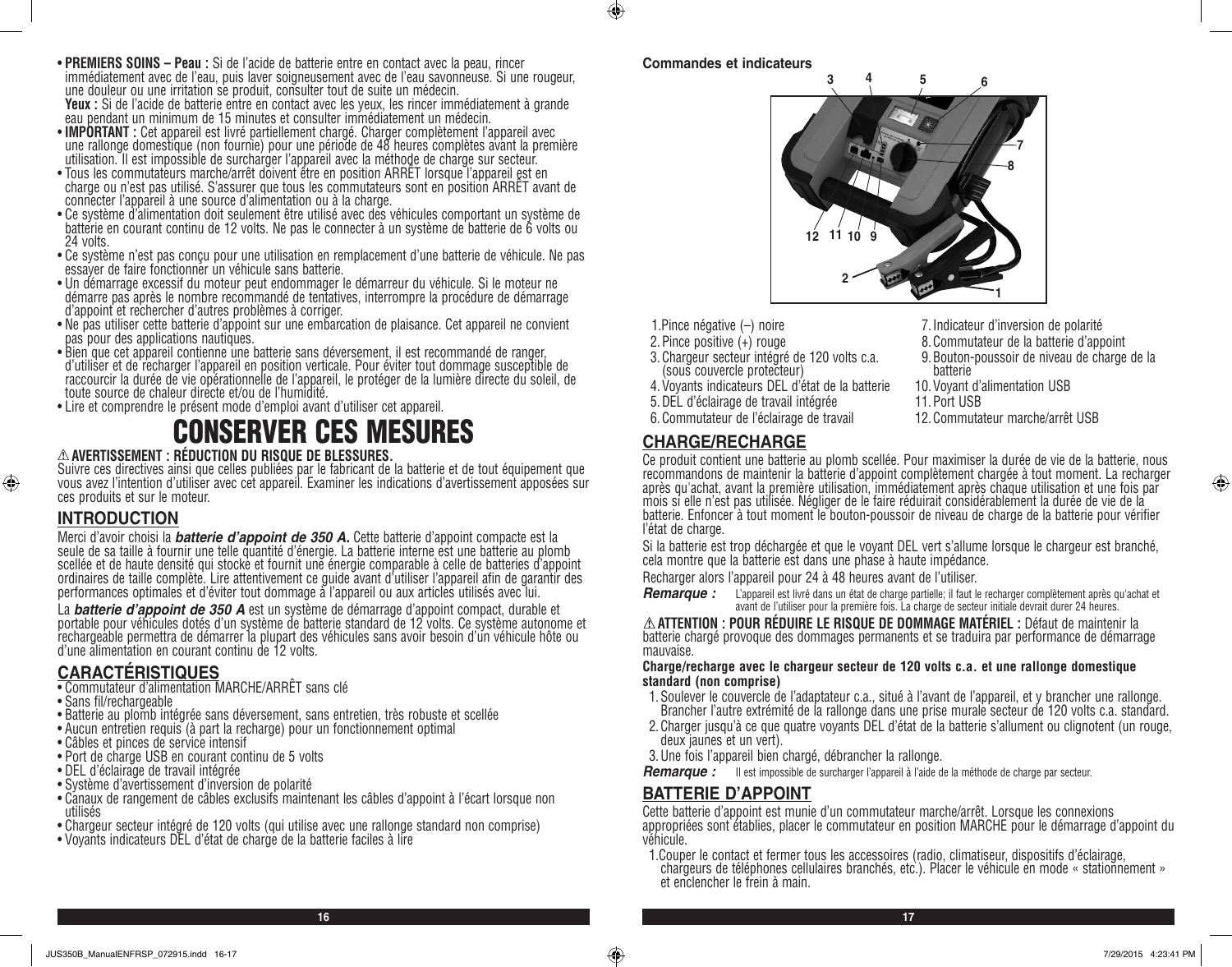- **PREMIERS SOINS – Peau :** Si de l'acide de batterie entre en contact avec la peau, rincer immédiatement avec de l'eau, puis laver soigneusement avec de l'eau savonneuse. Si une rougeur, une douleur ou une irritation se produit, consulter tout de suite un médecin.
  **Yeux :** Si de l'acide de batterie entre en contact avec les yeux, les rincer immédiatement à grande eau pendant un minimum de 15 minutes et consulter immédiatement un médecin.
- **IMPORTANT :** Cet appareil est livré partiellement chargé. Charger complètement l'appareil avec une rallonge domestique (non fournie) pour une période de 48 heures complètes avant la première utilisation. Il est impossible de surcharger l'appareil avec la méthode de charge sur secteur.
- Tous les commutateurs marche/arrêt doivent être en position ARRÊT lorsque l'appareil est en charge ou n'est pas utilisé. S'assurer que tous les commutateurs sont en position ARRÊT avant de connecter l'appareil à une source d'alimentation ou à la charge.
- Ce système d'alimentation doit seulement être utilisé avec des véhicules comportant un système de batterie en courant continu de 12 volts. Ne pas le connecter à un système de batterie de 6 volts ou 24 volts.
- Ce système n'est pas conçu pour une utilisation en remplacement d'une batterie de véhicule. Ne pas essayer de faire fonctionner un véhicule sans batterie.
- Un démarrage excessif du moteur peut endommager le démarreur du véhicule. Si le moteur ne démarre pas après le nombre recommandé de tentatives, interrompre la procédure de démarrage d'appoint et rechercher d'autres problèmes à corriger.
- Ne pas utiliser cette batterie d'appoint sur une embarcation de plaisance. Cet appareil ne convient pas pour des applications nautiques.
- Bien que cet appareil contienne une batterie sans déversement, il est recommandé de ranger, d'utiliser et de recharger l'appareil en position verticale. Pour éviter tout dommage susceptible de raccourcir la durée de vie opérationnelle de l'appareil, le protéger de la lumière directe du soleil, de toute source de chaleur directe et/ou de l'humidité.
- Lire et comprendre le présent mode d'emploi avant d'utiliser cet appareil.

# CONSERVER CES MESURES

⚠ **AVERTISSEMENT : RÉDUCTION DU RISQUE DE BLESSURES.**
Suivre ces directives ainsi que celles publiées par le fabricant de la batterie et de tout équipement que vous avez l'intention d'utiliser avec cet appareil. Examiner les indications d'avertissement apposées sur ces produits et sur le moteur.

## INTRODUCTION

Merci d'avoir choisi la ***batterie d'appoint de 350 A.*** Cette batterie d'appoint compacte est la seule de sa taille à fournir une telle quantité d'énergie. La batterie interne est une batterie au plomb scellée et de haute densité qui stocke et fournit une énergie comparable à celle de batteries d'appoint ordinaires de taille complète. Lire attentivement ce guide avant d'utiliser l'appareil afin de garantir des performances optimales et d'éviter tout dommage à l'appareil ou aux articles utilisés avec lui.

La ***batterie d'appoint de 350 A*** est un système de démarrage d'appoint compact, durable et portable pour véhicules dotés d'un système de batterie standard de 12 volts. Ce système autonome et rechargeable permettra de démarrer la plupart des véhicules sans avoir besoin d'un véhicule hôte ou d'une alimentation en courant continu de 12 volts.

## CARACTÉRISTIQUES

- Commutateur d'alimentation MARCHE/ARRÊT sans clé
- Sans fil/rechargeable
- Batterie au plomb intégrée sans déversement, sans entretien, très robuste et scellée
- Aucun entretien requis (à part la recharge) pour un fonctionnement optimal
- Câbles et pinces de service intensif
- Port de charge USB en courant continu de 5 volts
- DEL d'éclairage de travail intégrée
- Système d'avertissement d'inversion de polarité
- Canaux de rangement de câbles exclusifs maintenant les câbles d'appoint à l'écart lorsque non utilisés
- Chargeur secteur intégré de 120 volts (qui utilise avec une rallonge standard non comprise)
- Voyants indicateurs DEL d'état de charge de la batterie faciles à lire

**Commandes et indicateurs**

1. Pince négative (–) noire
2. Pince positive (+) rouge
3. Chargeur secteur intégré de 120 volts c.a. (sous couvercle protecteur)
4. Voyants indicateurs DEL d'état de la batterie
5. DEL d'éclairage de travail intégrée
6. Commutateur de l'éclairage de travail
7. Indicateur d'inversion de polarité
8. Commutateur de la batterie d'appoint
9. Bouton-poussoir de niveau de charge de la batterie
10. Voyant d'alimentation USB
11. Port USB
12. Commutateur marche/arrêt USB

## CHARGE/RECHARGE

Ce produit contient une batterie au plomb scellée. Pour maximiser la durée de vie de la batterie, nous recommandons de maintenir la batterie d'appoint complètement chargée à tout moment. La recharger après qu'achat, avant la première utilisation, immédiatement après chaque utilisation et une fois par mois si elle n'est pas utilisée. Négliger de le faire réduirait considérablement la durée de vie de la batterie. Enfoncer à tout moment le bouton-poussoir de niveau de charge de la batterie pour vérifier l'état de charge.

Si la batterie est trop déchargée et que le voyant DEL vert s'allume lorsque le chargeur est branché, cela montre que la batterie est dans une phase à haute impédance.

Recharger alors l'appareil pour 24 à 48 heures avant de l'utiliser.

***Remarque :*** L'appareil est livré dans un état de charge partielle; il faut le recharger complètement après qu'achat et avant de l'utiliser pour la première fois. La charge de secteur initiale devrait durer 24 heures.

⚠ **ATTENTION : POUR RÉDUIRE LE RISQUE DE DOMMAGE MATÉRIEL :** Défaut de maintenir la batterie chargé provoque des dommages permanents et se traduira par performance de démarrage mauvaise.

**Charge/recharge avec le chargeur secteur de 120 volts c.a. et une rallonge domestique standard (non comprise)**

1. Soulever le couvercle de l'adaptateur c.a., situé à l'avant de l'appareil, et y brancher une rallonge. Brancher l'autre extrémité de la rallonge dans une prise murale secteur de 120 volts c.a. standard.
2. Charger jusqu'à ce que quatre voyants DEL d'état de la batterie s'allument ou clignotent (un rouge, deux jaunes et un vert).
3. Une fois l'appareil bien chargé, débrancher la rallonge.

***Remarque :*** Il est impossible de surcharger l'appareil à l'aide de la méthode de charge par secteur.

## BATTERIE D'APPOINT

Cette batterie d'appoint est munie d'un commutateur marche/arrêt. Lorsque les connexions appropriées sont établies, placer le commutateur en position MARCHE pour le démarrage d'appoint du véhicule.

1. Couper le contact et fermer tous les accessoires (radio, climatiseur, dispositifs d'éclairage, chargeurs de téléphones cellulaires branchés, etc.). Placer le véhicule en mode « stationnement » et enclencher le frein à main.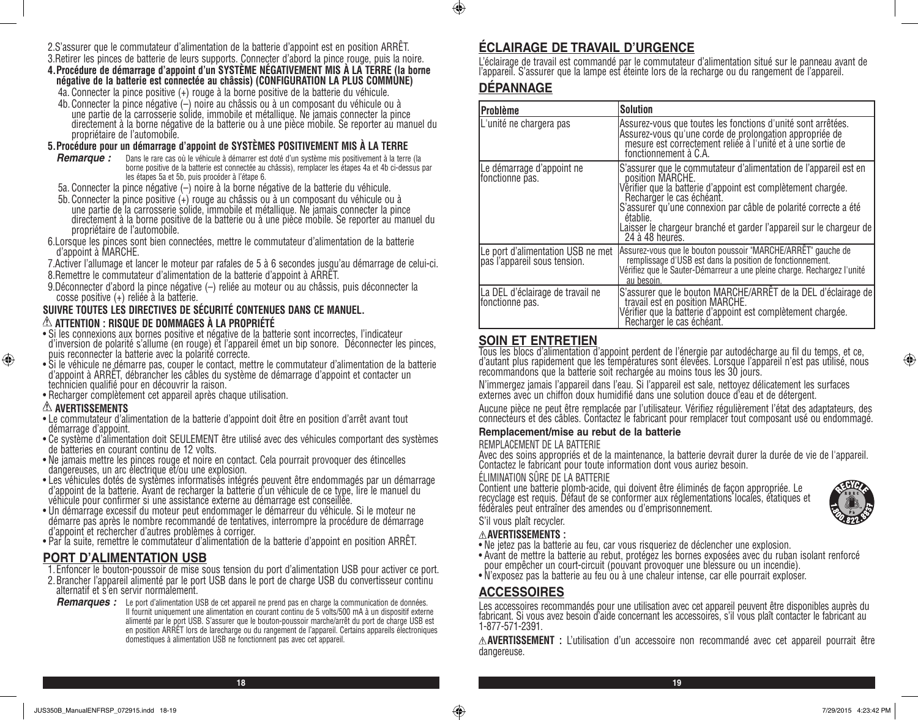2. S'assurer que le commutateur d'alimentation de la batterie d'appoint est en position ARRÊT.
3. Retirer les pinces de batterie de leurs supports. Connecter d'abord la pince rouge, puis la noire.
4. **Procédure de démarrage d'appoint d'un SYSTÈME NÉGATIVEMENT MIS À LA TERRE (la borne négative de la batterie est connectée au châssis) (CONFIGURATION LA PLUS COMMUNE)**
   - 4a. Connecter la pince positive (+) rouge à la borne positive de la batterie du véhicule.
   - 4b. Connecter la pince négative (–) noire au châssis ou à un composant du véhicule ou à une partie de la carrosserie solide, immobile et métallique. Ne jamais connecter la pince directement à la borne négative de la batterie ou à une pièce mobile. Se reporter au manuel du propriétaire de l'automobile.
5. **Procédure pour un démarrage d'appoint de SYSTÈMES POSITIVEMENT MIS À LA TERRE**

   ***Remarque :*** Dans le rare cas où le véhicule à démarrer est doté d'un système mis positivement à la terre (la borne positive de la batterie est connectée au châssis), remplacer les étapes 4a et 4b ci-dessus par les étapes 5a et 5b, puis procéder à l'étape 6.
   - 5a. Connecter la pince négative (–) noire à la borne négative de la batterie du véhicule.
   - 5b. Connecter la pince positive (+) rouge au châssis ou à un composant du véhicule ou à une partie de la carrosserie solide, immobile et métallique. Ne jamais connecter la pince directement à la borne positive de la batterie ou à une pièce mobile. Se reporter au manuel du propriétaire de l'automobile.
6. Lorsque les pinces sont bien connectées, mettre le commutateur d'alimentation de la batterie d'appoint à MARCHE.
7. Activer l'allumage et lancer le moteur par rafales de 5 à 6 secondes jusqu'au démarrage de celui-ci.
8. Remettre le commutateur d'alimentation de la batterie d'appoint à ARRÊT.
9. Déconnecter d'abord la pince négative (–) reliée au moteur ou au châssis, puis déconnecter la cosse positive (+) reliée à la batterie.

**SUIVRE TOUTES LES DIRECTIVES DE SÉCURITÉ CONTENUES DANS CE MANUEL.**

**⚠ ATTENTION : RISQUE DE DOMMAGES À LA PROPRIÉTÉ**

- Si les connexions aux bornes positive et négative de la batterie sont incorrectes, l'indicateur d'inversion de polarité s'allume (en rouge) et l'appareil émet un bip sonore. Déconnecter les pinces, puis reconnecter la batterie avec la polarité correcte.
- Si le véhicule ne démarre pas, couper le contact, mettre le commutateur d'alimentation de la batterie d'appoint à ARRÊT, débrancher les câbles du système de démarrage d'appoint et contacter un technicien qualifié pour en découvrir la raison.
- Recharger complètement cet appareil après chaque utilisation.

**⚠ AVERTISSEMENTS**

- Le commutateur d'alimentation de la batterie d'appoint doit être en position d'arrêt avant tout démarrage d'appoint.
- Ce système d'alimentation doit SEULEMENT être utilisé avec des véhicules comportant des systèmes de batteries en courant continu de 12 volts.
- Ne jamais mettre les pinces rouge et noire en contact. Cela pourrait provoquer des étincelles dangereuses, un arc électrique et/ou une explosion.
- Les véhicules dotés de systèmes informatisés intégrés peuvent être endommagés par un démarrage d'appoint de la batterie. Avant de recharger la batterie d'un véhicule de ce type, lire le manuel du véhicule pour confirmer si une assistance externe au démarrage est conseillée.
- Un démarrage excessif du moteur peut endommager le démarreur du véhicule. Si le moteur ne démarre pas après le nombre recommandé de tentatives, interrompre la procédure de démarrage d'appoint et rechercher d'autres problèmes à corriger.
- Par la suite, remettre le commutateur d'alimentation de la batterie d'appoint en position ARRÊT.

## PORT D'ALIMENTATION USB

1. Enfoncer le bouton-poussoir de mise sous tension du port d'alimentation USB pour activer ce port.
2. Brancher l'appareil alimenté par le port USB dans le port de charge USB du convertisseur continu alternatif et s'en servir normalement.

***Remarques :*** Le port d'alimentation USB de cet appareil ne prend pas en charge la communication de données. Il fournit uniquement une alimentation en courant continu de 5 volts/500 mA à un dispositif externe alimenté par le port USB. S'assurer que le bouton-poussoir marche/arrêt du port de charge USB est en position ARRÊT lors de larecharge ou du rangement de l'appareil. Certains appareils électroniques domestiques à alimentation USB ne fonctionnent pas avec cet appareil.

## ÉCLAIRAGE DE TRAVAIL D'URGENCE

L'éclairage de travail est commandé par le commutateur d'alimentation situé sur le panneau avant de l'appareil. S'assurer que la lampe est éteinte lors de la recharge ou du rangement de l'appareil.

## DÉPANNAGE

| Problème | Solution |
|---|---|
| L'unité ne chargera pas | Assurez-vous que toutes les fonctions d'unité sont arrêtées.<br>Assurez-vous qu'une corde de prolongation appropriée de mesure est correctement reliée à l'unité et à une sortie de fonctionnement à C.A. |
| Le démarrage d'appoint ne fonctionne pas. | S'assurer que le commutateur d'alimentation de l'appareil est en position MARCHE.<br>Vérifier que la batterie d'appoint est complètement chargée. Recharger le cas échéant.<br>S'assurer qu'une connexion par câble de polarité correcte a été établie.<br>Laisser le chargeur branché et garder l'appareil sur le chargeur de 24 à 48 heures. |
| Le port d'alimentation USB ne met pas l'appareil sous tension. | Assurez-vous que le bouton poussoir "MARCHE/ARRÊT" gauche de remplissage d'USB est dans la position de fonctionnement.<br>Vérifiez que le Sauter-Démarreur a une pleine charge. Rechargez l'unité au besoin. |
| La DEL d'éclairage de travail ne fonctionne pas. | S'assurer que le bouton MARCHE/ARRÊT de la DEL d'éclairage de travail est en position MARCHE.<br>Vérifier que la batterie d'appoint est complètement chargée. Recharger le cas échéant. |

## SOIN ET ENTRETIEN

Tous les blocs d'alimentation d'appoint perdent de l'énergie par autodécharge au fil du temps, et ce, d'autant plus rapidement que les températures sont élevées. Lorsque l'appareil n'est pas utilisé, nous recommandons que la batterie soit rechargée au moins tous les 30 jours.

N'immergez jamais l'appareil dans l'eau. Si l'appareil est sale, nettoyez délicatement les surfaces externes avec un chiffon doux humidifié dans une solution douce d'eau et de détergent.

Aucune pièce ne peut être remplacée par l'utilisateur. Vérifiez régulièrement l'état des adaptateurs, des connecteurs et des câbles. Contactez le fabricant pour remplacer tout composant usé ou endommagé.

### Remplacement/mise au rebut de la batterie

REMPLACEMENT DE LA BATTERIE

Avec des soins appropriés et de la maintenance, la batterie devrait durer la durée de vie de l'appareil. Contactez le fabricant pour toute information dont vous auriez besoin.

ÉLIMINATION SÛRE DE LA BATTERIE

Contient une batterie plomb-acide, qui doivent être éliminés de façon appropriée. Le recyclage est requis. Défaut de se conformer aux réglementations locales, étatiques et fédérales peut entraîner des amendes ou d'emprisonnement.

S'il vous plaît recycler.

RECYCLE 1.800.822.8837

**⚠ AVERTISSEMENTS :**

- Ne jetez pas la batterie au feu, car vous risqueriez de déclencher une explosion.
- Avant de mettre la batterie au rebut, protégez les bornes exposées avec du ruban isolant renforcé pour empêcher un court-circuit (pouvant provoquer une blessure ou un incendie).
- N'exposez pas la batterie au feu ou à une chaleur intense, car elle pourrait exploser.

## ACCESSOIRES

Les accessoires recommandés pour une utilisation avec cet appareil peuvent être disponibles auprès du fabricant. Si vous avez besoin d'aide concernant les accessoires, s'il vous plaît contacter le fabricant au 1-877-571-2391.

**⚠ AVERTISSEMENT :** L'utilisation d'un accessoire non recommandé avec cet appareil pourrait être dangereuse.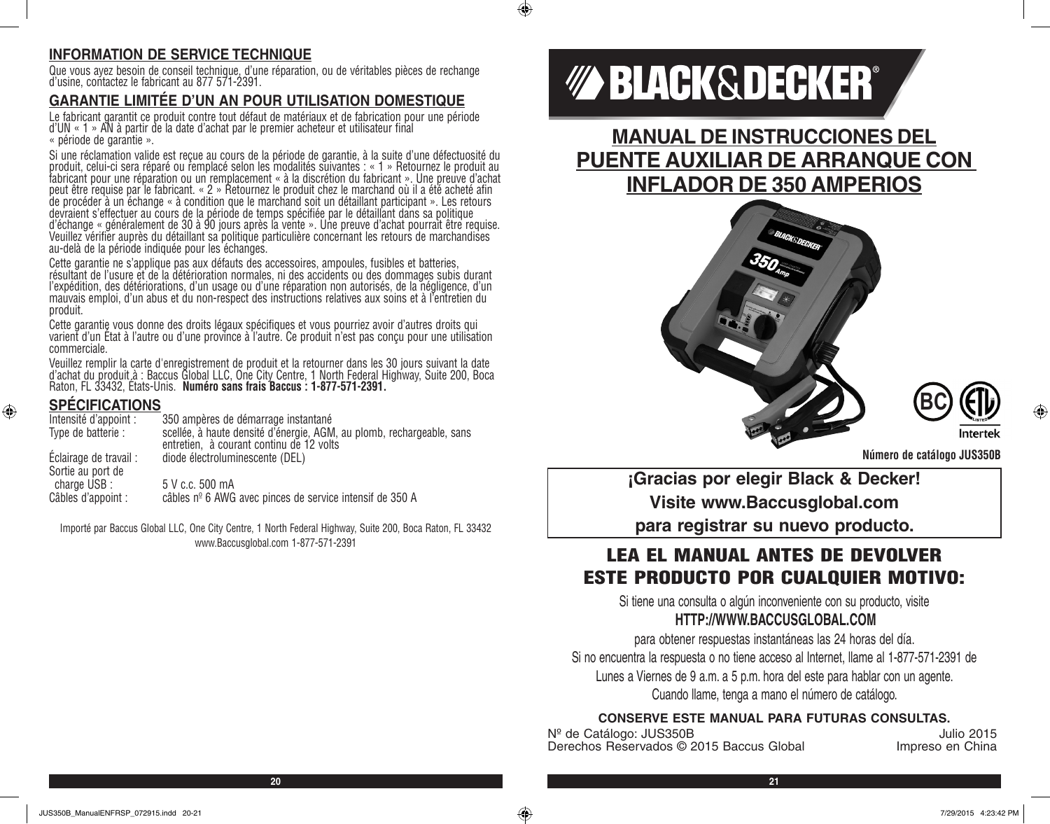## INFORMATION DE SERVICE TECHNIQUE

Que vous ayez besoin de conseil technique, d'une réparation, ou de véritables pièces de rechange d'usine, contactez le fabricant au 877 571-2391.

## GARANTIE LIMITÉE D'UN AN POUR UTILISATION DOMESTIQUE

Le fabricant garantit ce produit contre tout défaut de matériaux et de fabrication pour une période d'UN « 1 » AN à partir de la date d'achat par le premier acheteur et utilisateur final « période de garantie ».

Si une réclamation valide est reçue au cours de la période de garantie, à la suite d'une défectuosité du produit, celui-ci sera réparé ou remplacé selon les modalités suivantes : « 1 » Retournez le produit au fabricant pour une réparation ou un remplacement « à la discrétion du fabricant ». Une preuve d'achat peut être requise par le fabricant. « 2 » Retournez le produit chez le marchand où il a été acheté afin de procéder à un échange « à condition que le marchand soit un détaillant participant ». Les retours devraient s'effectuer au cours de la période de temps spécifiée par le détaillant dans sa politique d'échange « généralement de 30 à 90 jours après la vente ». Une preuve d'achat pourrait être requise. Veuillez vérifier auprès du détaillant sa politique particulière concernant les retours de marchandises au-delà de la période indiquée pour les échanges.

Cette garantie ne s'applique pas aux défauts des accessoires, ampoules, fusibles et batteries, résultant de l'usure et de la détérioration normales, ni des accidents ou des dommages subis durant l'expédition, des détériorations, d'un usage ou d'une réparation non autorisés, de la négligence, d'un mauvais emploi, d'un abus et du non-respect des instructions relatives aux soins et à l'entretien du produit.

Cette garantie vous donne des droits légaux spécifiques et vous pourriez avoir d'autres droits qui varient d'un État à l'autre ou d'une province à l'autre. Ce produit n'est pas conçu pour une utilisation commerciale.

Veuillez remplir la carte d'enregistrement de produit et la retourner dans les 30 jours suivant la date d'achat du produit à : Baccus Global LLC, One City Centre, 1 North Federal Highway, Suite 200, Boca Raton, FL 33432, États-Unis. **Numéro sans frais Baccus : 1-877-571-2391.**

## SPÉCIFICATIONS

| | |
|---|---|
| Intensité d'appoint : | 350 ampères de démarrage instantané |
| Type de batterie : | scellée, à haute densité d'énergie, AGM, au plomb, rechargeable, sans entretien, à courant continu de 12 volts |
| Éclairage de travail : | diode électroluminescente (DEL) |
| Sortie au port de charge USB : | 5 V c.c. 500 mA |
| Câbles d'appoint : | câbles nº 6 AWG avec pinces de service intensif de 350 A |

Importé par Baccus Global LLC, One City Centre, 1 North Federal Highway, Suite 200, Boca Raton, FL 33432
www.Baccusglobal.com 1-877-571-2391

# BLACK&DECKER®

# MANUAL DE INSTRUCCIONES DEL PUENTE AUXILIAR DE ARRANQUE CON INFLADOR DE 350 AMPERIOS

**Número de catálogo JUS350B**

**¡Gracias por elegir Black & Decker!**
**Visite www.Baccusglobal.com**
**para registrar su nuevo producto.**

## LEA EL MANUAL ANTES DE DEVOLVER ESTE PRODUCTO POR CUALQUIER MOTIVO:

Si tiene una consulta o algún inconveniente con su producto, visite

**HTTP://WWW.BACCUSGLOBAL.COM**

para obtener respuestas instantáneas las 24 horas del día.

Si no encuentra la respuesta o no tiene acceso al Internet, llame al 1-877-571-2391 de Lunes a Viernes de 9 a.m. a 5 p.m. hora del este para hablar con un agente.

Cuando llame, tenga a mano el número de catálogo.

**CONSERVE ESTE MANUAL PARA FUTURAS CONSULTAS.**

Nº de Catálogo: JUS350B — Julio 2015
Derechos Reservados © 2015 Baccus Global — Impreso en China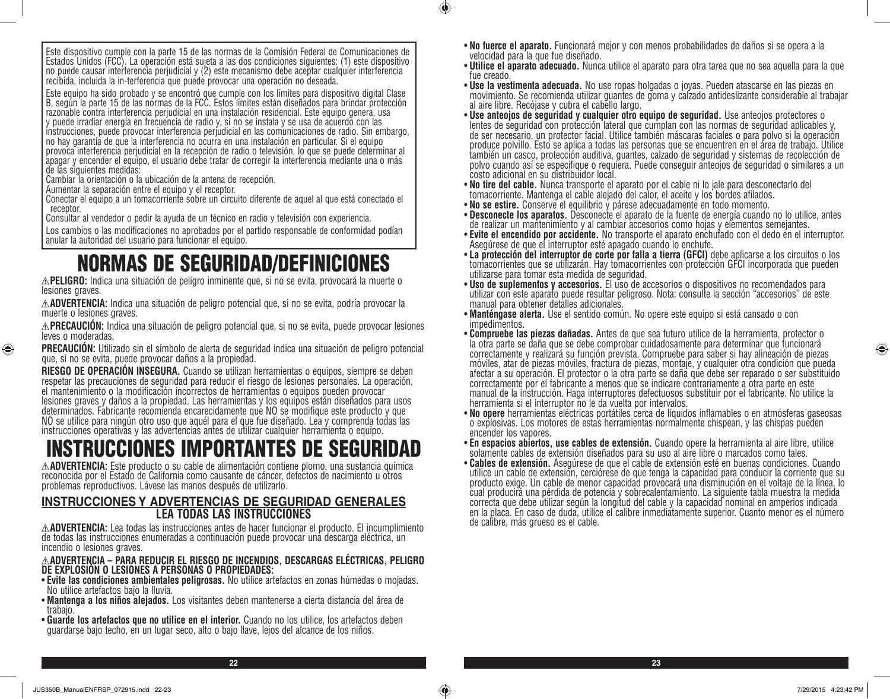Este dispositivo cumple con la parte 15 de las normas de la Comisión Federal de Comunicaciones de Estados Unidos (FCC). La operación está sujeta a las dos condiciones siguientes: (1) este dispositivo no puede causar interferencia perjudicial y (2) este mecanismo debe aceptar cualquier interferencia recibida, incluida la in-terferencia que puede provocar una operación no deseada.

Este equipo ha sido probado y se encontró que cumple con los límites para dispositivo digital Clase B, según la parte 15 de las normas de la FCC. Estos límites están diseñados para brindar protección razonable contra interferencia perjudicial en una instalación residencial. Este equipo genera, usa y puede irradiar energía en frecuencia de radio y, si no se instala y se usa de acuerdo con las instrucciones, puede provocar interferencia perjudicial en las comunicaciones de radio. Sin embargo, no hay garantía de que la interferencia no ocurra en una instalación en particular. Si el equipo provoca interferencia perjudicial en la recepción de radio o televisión, lo que se puede determinar al apagar y encender el equipo, el usuario debe tratar de corregir la interferencia mediante una o más de las siguientes medidas:

Cambiar la orientación o la ubicación de la antena de recepción.

Aumentar la separación entre el equipo y el receptor.

Conectar el equipo a un tomacorriente sobre un circuito diferente de aquel al que está conectado el receptor.

Consultar al vendedor o pedir la ayuda de un técnico en radio y televisión con experiencia.

Los cambios o las modificaciones no aprobados por el partido responsable de conformidad podían anular la autoridad del usuario para funcionar el equipo.

# NORMAS DE SEGURIDAD/DEFINICIONES

⚠**PELIGRO:** Indica una situación de peligro inminente que, si no se evita, provocará la muerte o lesiones graves.

⚠**ADVERTENCIA:** Indica una situación de peligro potencial que, si no se evita, podría provocar la muerte o lesiones graves.

⚠**PRECAUCIÓN:** Indica una situación de peligro potencial que, si no se evita, puede provocar lesiones leves o moderadas.

**PRECAUCIÓN:** Utilizado sin el símbolo de alerta de seguridad indica una situación de peligro potencial que, si no se evita, puede provocar daños a la propiedad.

**RIESGO DE OPERACIÓN INSEGURA.** Cuando se utilizan herramientas o equipos, siempre se deben respetar las precauciones de seguridad para reducir el riesgo de lesiones personales. La operación, el mantenimiento o la modificación incorrectos de herramientas o equipos pueden provocar lesiones graves y daños a la propiedad. Las herramientas y los equipos están diseñados para usos determinados. Fabricante recomienda encarecidamente que NO se modifique este producto y que NO se utilice para ningún otro uso que aquél para el que fue diseñado. Lea y comprenda todas las instrucciones operativas y las advertencias antes de utilizar cualquier herramienta o equipo.

# INSTRUCCIONES IMPORTANTES DE SEGURIDAD

⚠**ADVERTENCIA:** Este producto o su cable de alimentación contiene plomo, una sustancia química reconocida por el Estado de California como causante de cáncer, defectos de nacimiento u otros problemas reproductivos. Lávese las manos después de utilizarlo.

## INSTRUCCIONES Y ADVERTENCIAS DE SEGURIDAD GENERALES
### LEA TODAS LAS INSTRUCCIONES

⚠**ADVERTENCIA:** Lea todas las instrucciones antes de hacer funcionar el producto. El incumplimiento de todas las instrucciones enumeradas a continuación puede provocar una descarga eléctrica, un incendio o lesiones graves.

⚠**ADVERTENCIA – PARA REDUCIR EL RIESGO DE INCENDIOS, DESCARGAS ELÉCTRICAS, PELIGRO DE EXPLOSIÓN O LESIONES A PERSONAS O PROPIEDADES:**

- **Evite las condiciones ambientales peligrosas.** No utilice artefactos en zonas húmedas o mojadas. No utilice artefactos bajo la lluvia.
- **Mantenga a los niños alejados.** Los visitantes deben mantenerse a cierta distancia del área de trabajo.
- **Guarde los artefactos que no utilice en el interior.** Cuando no los utilice, los artefactos deben guardarse bajo techo, en un lugar seco, alto o bajo llave, lejos del alcance de los niños.
- **No fuerce el aparato.** Funcionará mejor y con menos probabilidades de daños si se opera a la velocidad para la que fue diseñado.
- **Utilice el aparato adecuado.** Nunca utilice el aparato para otra tarea que no sea aquella para la que fue creado.
- **Use la vestimenta adecuada.** No use ropas holgadas o joyas. Pueden atascarse en las piezas en movimiento. Se recomienda utilizar guantes de goma y calzado antideslizante considerable al trabajar al aire libre. Recójase y cubra el cabello largo.
- **Use anteojos de seguridad y cualquier otro equipo de seguridad.** Use anteojos protectores o lentes de seguridad con protección lateral que cumplan con las normas de seguridad aplicables y, de ser necesario, un protector facial. Utilice también máscaras faciales o para polvo si la operación produce polvillo. Esto se aplica a todas las personas que se encuentren en el área de trabajo. Utilice también un casco, protección auditiva, guantes, calzado de seguridad y sistemas de recolección de polvo cuando así se especifique o requiera. Puede conseguir anteojos de seguridad o similares a un costo adicional en su distribuidor local.
- **No tire del cable.** Nunca transporte el aparato por el cable ni lo jale para desconectarlo del tomacorriente. Mantenga el cable alejado del calor, el aceite y los bordes afilados.
- **No se estire.** Conserve el equilibrio y párese adecuadamente en todo momento.
- **Desconecte los aparatos.** Desconecte el aparato de la fuente de energía cuando no lo utilice, antes de realizar un mantenimiento y al cambiar accesorios como hojas y elementos semejantes.
- **Evite el encendido por accidente.** No transporte el aparato enchufado con el dedo en el interruptor. Asegúrese de que el interruptor esté apagado cuando lo enchufe.
- **La protección del interruptor de corte por falla a tierra (GFCI)** debe aplicarse a los circuitos o los tomacorrientes que se utilizarán. Hay tomacorrientes con protección GFCI incorporada que pueden utilizarse para tomar esta medida de seguridad.
- **Uso de suplementos y accesorios.** El uso de accesorios o dispositivos no recomendados para utilizar con este aparato puede resultar peligroso. Nota: consulte la sección "accesorios" de este manual para obtener detalles adicionales.
- **Manténgase alerta.** Use el sentido común. No opere este equipo si está cansado o con impedimentos.
- **Compruebe las piezas dañadas.** Antes de que sea futuro utilice de la herramienta, protector o la otra parte se daña que se debe comprobar cuidadosamente para determinar que funcionará correctamente y realizará su función prevista. Compruebe para saber si hay alineación de piezas móviles, atar de piezas móviles, fractura de piezas, montaje, y cualquier otra condición que pueda afectar a su operación. El protector o la otra parte se daña que debe ser reparado o ser substituido correctamente por el fabricante a menos que se indicare contrariamente a otra parte en este manual de la instrucción. Haga interruptores defectuosos substituir por el fabricante. No utilice la herramienta si el interruptor no le da vuelta por intervalos.
- **No opere** herramientas eléctricas portátiles cerca de líquidos inflamables o en atmósferas gaseosas o explosivas. Los motores de estas herramientas normalmente chispean, y las chispas pueden encender los vapores.
- **En espacios abiertos, use cables de extensión.** Cuando opere la herramienta al aire libre, utilice solamente cables de extensión diseñados para su uso al aire libre o marcados como tales.
- **Cables de extensión.** Asegúrese de que el cable de extensión esté en buenas condiciones. Cuando utilice un cable de extensión, cerciórese de que tenga la capacidad para conducir la corriente que su producto exige. Un cable de menor capacidad provocará una disminución en el voltaje de la línea, lo cual producirá una pérdida de potencia y sobrecalentamiento. La siguiente tabla muestra la medida correcta que debe utilizar según la longitud del cable y la capacidad nominal en amperios indicada en la placa. En caso de duda, utilice el calibre inmediatamente superior. Cuanto menor es el número de calibre, más grueso es el cable.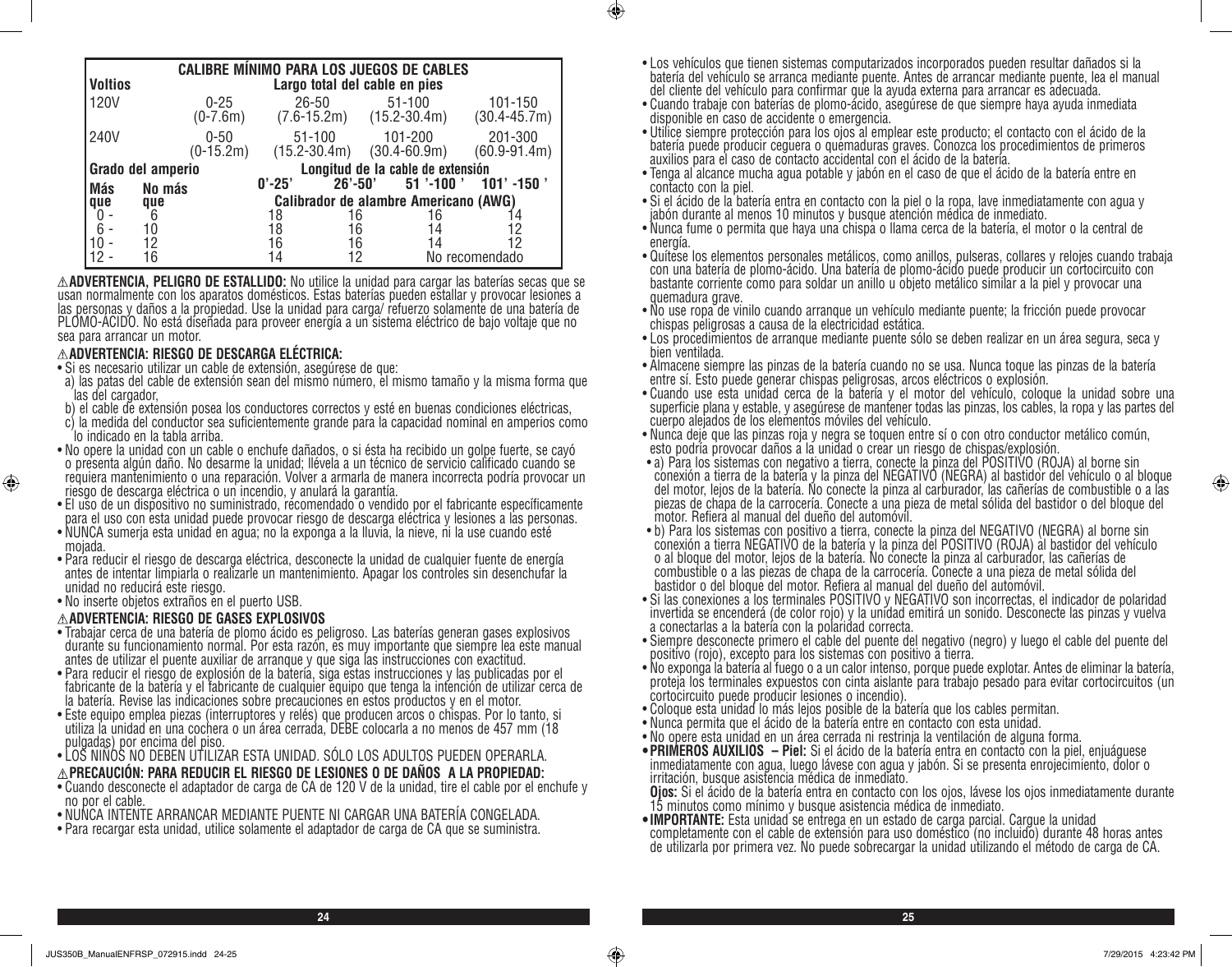| CALIBRE MÍNIMO PARA LOS JUEGOS DE CABLES | | | | | |
|---|---|---|---|---|---|
| **Voltios** | | **Largo total del cable en pies** | | | |
| 120V | | 0-25 (0-7.6m) | 26-50 (7.6-15.2m) | 51-100 (15.2-30.4m) | 101-150 (30.4-45.7m) |
| 240V | | 0-50 (0-15.2m) | 51-100 (15.2-30.4m) | 101-200 (30.4-60.9m) | 201-300 (60.9-91.4m) |
| **Grado del amperio** | | **Longitud de la cable de extensión** | | | |
| **Más que** | **No más que** | **0'-25'** | **26'-50'** | **51'-100'** | **101'-150'** |
| | | **Calibrador de alambre Americano (AWG)** | | | |
| 0 - | 6 | 18 | 16 | 16 | 14 |
| 6 - | 10 | 18 | 16 | 14 | 12 |
| 10 - | 12 | 16 | 16 | 14 | 12 |
| 12 - | 16 | 14 | 12 | No recomendado | |

⚠**ADVERTENCIA, PELIGRO DE ESTALLIDO:** No utilice la unidad para cargar las baterías secas que se usan normalmente con los aparatos domésticos. Estas baterías pueden estallar y provocar lesiones a las personas y daños a la propiedad. Use la unidad para carga/ refuerzo solamente de una batería de PLOMO-ÁCIDO. No está diseñada para proveer energía a un sistema eléctrico de bajo voltaje que no sea para arrancar un motor.

### ⚠ADVERTENCIA: RIESGO DE DESCARGA ELÉCTRICA:

- Si es necesario utilizar un cable de extensión, asegúrese de que:
  a) las patas del cable de extensión sean del mismo número, el mismo tamaño y la misma forma que las del cargador,
  b) el cable de extensión posea los conductores correctos y esté en buenas condiciones eléctricas,
  c) la medida del conductor sea suficientemente grande para la capacidad nominal en amperios como lo indicado en la tabla arriba.
- No opere la unidad con un cable o enchufe dañados, o si ésta ha recibido un golpe fuerte, se cayó o presenta algún daño. No desarme la unidad; llévela a un técnico de servicio calificado cuando se requiera mantenimiento o una reparación. Volver a armarla de manera incorrecta podría provocar un riesgo de descarga eléctrica o un incendio, y anulará la garantía.
- El uso de un dispositivo no suministrado, recomendado o vendido por el fabricante específicamente para el uso con esta unidad puede provocar riesgo de descarga eléctrica y lesiones a las personas.
- NUNCA sumerja esta unidad en agua; no la exponga a la lluvia, la nieve, ni la use cuando esté mojada.
- Para reducir el riesgo de descarga eléctrica, desconecte la unidad de cualquier fuente de energía antes de intentar limpiarla o realizarle un mantenimiento. Apagar los controles sin desenchufar la unidad no reducirá este riesgo.
- No inserte objetos extraños en el puerto USB.

### ⚠ADVERTENCIA: RIESGO DE GASES EXPLOSIVOS

- Trabajar cerca de una batería de plomo ácido es peligroso. Las baterías generan gases explosivos durante su funcionamiento normal. Por esta razón, es muy importante que siempre lea este manual antes de utilizar el puente auxiliar de arranque y que siga las instrucciones con exactitud.
- Para reducir el riesgo de explosión de la batería, siga estas instrucciones y las publicadas por el fabricante de la batería y el fabricante de cualquier equipo que tenga la intención de utilizar cerca de la batería. Revise las indicaciones sobre precauciones en estos productos y en el motor.
- Este equipo emplea piezas (interruptores y relés) que producen arcos o chispas. Por lo tanto, si utiliza la unidad en una cochera o un área cerrada, DEBE colocarla a no menos de 457 mm (18 pulgadas) por encima del piso.
- LOS NIÑOS NO DEBEN UTILIZAR ESTA UNIDAD. SÓLO LOS ADULTOS PUEDEN OPERARLA.

### ⚠PRECAUCIÓN: PARA REDUCIR EL RIESGO DE LESIONES O DE DAÑOS A LA PROPIEDAD:

- Cuando desconecte el adaptador de carga de CA de 120 V de la unidad, tire el cable por el enchufe y no por el cable.
- NUNCA INTENTE ARRANCAR MEDIANTE PUENTE NI CARGAR UNA BATERÍA CONGELADA.
- Para recargar esta unidad, utilice solamente el adaptador de carga de CA que se suministra.
- Los vehículos que tienen sistemas computarizados incorporados pueden resultar dañados si la batería del vehículo se arranca mediante puente. Antes de arrancar mediante puente, lea el manual del cliente del vehículo para confirmar que la ayuda externa para arrancar es adecuada.
- Cuando trabaje con baterías de plomo-ácido, asegúrese de que siempre haya ayuda inmediata disponible en caso de accidente o emergencia.
- Utilice siempre protección para los ojos al emplear este producto; el contacto con el ácido de la batería puede producir ceguera o quemaduras graves. Conozca los procedimientos de primeros auxilios para el caso de contacto accidental con el ácido de la batería.
- Tenga al alcance mucha agua potable y jabón en el caso de que el ácido de la batería entre en contacto con la piel.
- Si el ácido de la batería entra en contacto con la piel o la ropa, lave inmediatamente con agua y jabón durante al menos 10 minutos y busque atención médica de inmediato.
- Nunca fume o permita que haya una chispa o llama cerca de la batería, el motor o la central de energía.
- Quítese los elementos personales metálicos, como anillos, pulseras, collares y relojes cuando trabaja con una batería de plomo-ácido. Una batería de plomo-ácido puede producir un cortocircuito con bastante corriente como para soldar un anillo u objeto metálico similar a la piel y provocar una quemadura grave.
- No use ropa de vinilo cuando arranque un vehículo mediante puente; la fricción puede provocar chispas peligrosas a causa de la electricidad estática.
- Los procedimientos de arranque mediante puente sólo se deben realizar en un área segura, seca y bien ventilada.
- Almacene siempre las pinzas de la batería cuando no se usa. Nunca toque las pinzas de la batería entre sí. Esto puede generar chispas peligrosas, arcos eléctricos o explosión.
- Cuando use esta unidad cerca de la batería y el motor del vehículo, coloque la unidad sobre una superficie plana y estable, y asegúrese de mantener todas las pinzas, los cables, la ropa y las partes del cuerpo alejados de los elementos móviles del vehículo.
- Nunca deje que las pinzas roja y negra se toquen entre sí o con otro conductor metálico común, esto podría provocar daños a la unidad o crear un riesgo de chispas/explosión.
- a) Para los sistemas con negativo a tierra, conecte la pinza del POSITIVO (ROJA) al borne sin conexión a tierra de la batería y la pinza del NEGATIVO (NEGRA) al bastidor del vehículo o al bloque del motor, lejos de la batería. No conecte la pinza al carburador, las cañerías de combustible o a las piezas de chapa de la carrocería. Conecte a una pieza de metal sólida del bastidor o del bloque del motor. Refiera al manual del dueño del automóvil.
- b) Para los sistemas con positivo a tierra, conecte la pinza del NEGATIVO (NEGRA) al borne sin conexión a tierra NEGATIVO de la batería y la pinza del POSITIVO (ROJA) al bastidor del vehículo o al bloque del motor, lejos de la batería. No conecte la pinza al carburador, las cañerías de combustible o a las piezas de chapa de la carrocería. Conecte a una pieza de metal sólida del bastidor o del bloque del motor. Refiera al manual del dueño del automóvil.
- Si las conexiones a los terminales POSITIVO y NEGATIVO son incorrectas, el indicador de polaridad invertida se encenderá (de color rojo) y la unidad emitirá un sonido. Desconecte las pinzas y vuelva a conectarlas a la batería con la polaridad correcta.
- Siempre desconecte primero el cable del puente del negativo (negro) y luego el cable del puente del positivo (rojo), excepto para los sistemas con positivo a tierra.
- No exponga la batería al fuego o a un calor intenso, porque puede explotar. Antes de eliminar la batería, proteja los terminales expuestos con cinta aislante para trabajo pesado para evitar cortocircuitos (un cortocircuito puede producir lesiones o incendio).
- Coloque esta unidad lo más lejos posible de la batería que los cables permitan.
- Nunca permita que el ácido de la batería entre en contacto con esta unidad.
- No opere esta unidad en un área cerrada ni restrinja la ventilación de alguna forma.
- **PRIMEROS AUXILIOS – Piel:** Si el ácido de la batería entra en contacto con la piel, enjuáguese inmediatamente con agua, luego lávese con agua y jabón. Si se presenta enrojecimiento, dolor o irritación, busque asistencia médica de inmediato.
  **Ojos:** Si el ácido de la batería entra en contacto con los ojos, lávese los ojos inmediatamente durante 15 minutos como mínimo y busque asistencia médica de inmediato.
- **IMPORTANTE:** Esta unidad se entrega en un estado de carga parcial. Cargue la unidad completamente con el cable de extensión para uso doméstico (no incluido) durante 48 horas antes de utilizarla por primera vez. No puede sobrecargar la unidad utilizando el método de carga de CA.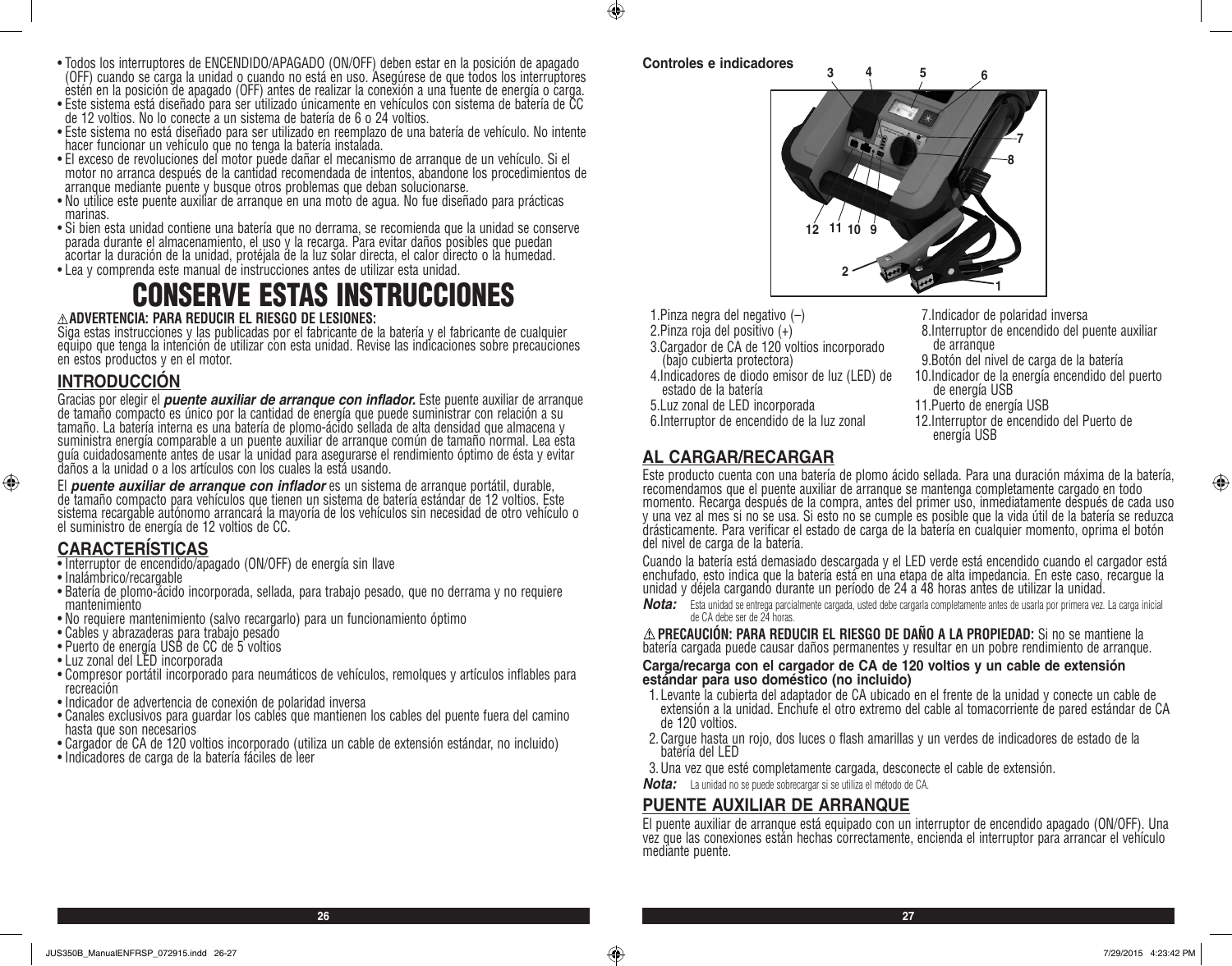- Todos los interruptores de ENCENDIDO/APAGADO (ON/OFF) deben estar en la posición de apagado (OFF) cuando se carga la unidad o cuando no está en uso. Asegúrese de que todos los interruptores estén en la posición de apagado (OFF) antes de realizar la conexión a una fuente de energía o carga.
- Este sistema está diseñado para ser utilizado únicamente en vehículos con sistema de batería de CC de 12 voltios. No lo conecte a un sistema de batería de 6 o 24 voltios.
- Este sistema no está diseñado para ser utilizado en reemplazo de una batería de vehículo. No intente hacer funcionar un vehículo que no tenga la batería instalada.
- El exceso de revoluciones del motor puede dañar el mecanismo de arranque de un vehículo. Si el motor no arranca después de la cantidad recomendada de intentos, abandone los procedimientos de arranque mediante puente y busque otros problemas que deban solucionarse.
- No utilice este puente auxiliar de arranque en una moto de agua. No fue diseñado para prácticas marinas.
- Si bien esta unidad contiene una batería que no derrama, se recomienda que la unidad se conserve parada durante el almacenamiento, el uso y la recarga. Para evitar daños posibles que puedan acortar la duración de la unidad, protéjala de la luz solar directa, el calor directo o la humedad.
- Lea y comprenda este manual de instrucciones antes de utilizar esta unidad.

# CONSERVE ESTAS INSTRUCCIONES

⚠ **ADVERTENCIA: PARA REDUCIR EL RIESGO DE LESIONES:**
Siga estas instrucciones y las publicadas por el fabricante de la batería y el fabricante de cualquier equipo que tenga la intención de utilizar con esta unidad. Revise las indicaciones sobre precauciones en estos productos y en el motor.

## INTRODUCCIÓN

Gracias por elegir el ***puente auxiliar de arranque con inflador.*** Este puente auxiliar de arranque de tamaño compacto es único por la cantidad de energía que puede suministrar con relación a su tamaño. La batería interna es una batería de plomo-ácido sellada de alta densidad que almacena y suministra energía comparable a un puente auxiliar de arranque común de tamaño normal. Lea esta guía cuidadosamente antes de usar la unidad para asegurarse el rendimiento óptimo de ésta y evitar daños a la unidad o a los artículos con los cuales la está usando.

El ***puente auxiliar de arranque con inflador*** es un sistema de arranque portátil, durable, de tamaño compacto para vehículos que tienen un sistema de batería estándar de 12 voltios. Este sistema recargable autónomo arrancará la mayoría de los vehículos sin necesidad de otro vehículo o el suministro de energía de 12 voltios de CC.

## CARACTERÍSTICAS

- Interruptor de encendido/apagado (ON/OFF) de energía sin llave
- Inalámbrico/recargable
- Batería de plomo-ácido incorporada, sellada, para trabajo pesado, que no derrama y no requiere mantenimiento
- No requiere mantenimiento (salvo recargarlo) para un funcionamiento óptimo
- Cables y abrazaderas para trabajo pesado
- Puerto de energía USB de CC de 5 voltios
- Luz zonal del LED incorporada
- Compresor portátil incorporado para neumáticos de vehículos, remolques y artículos inflables para recreación
- Indicador de advertencia de conexión de polaridad inversa
- Canales exclusivos para guardar los cables que mantienen los cables del puente fuera del camino hasta que son necesarios
- Cargador de CA de 120 voltios incorporado (utiliza un cable de extensión estándar, no incluido)
- Indicadores de carga de la batería fáciles de leer

**Controles e indicadores**

1. Pinza negra del negativo (–)
2. Pinza roja del positivo (+)
3. Cargador de CA de 120 voltios incorporado (bajo cubierta protectora)
4. Indicadores de diodo emisor de luz (LED) de estado de la batería
5. Luz zonal de LED incorporada
6. Interruptor de encendido de la luz zonal
7. Indicador de polaridad inversa
8. Interruptor de encendido del puente auxiliar de arranque
9. Botón del nivel de carga de la batería
10. Indicador de la energía encendido del puerto de energía USB
11. Puerto de energía USB
12. Interruptor de encendido del Puerto de energía USB

## AL CARGAR/RECARGAR

Este producto cuenta con una batería de plomo ácido sellada. Para una duración máxima de la batería, recomendamos que el puente auxiliar de arranque se mantenga completamente cargado en todo momento. Recarga después de la compra, antes del primer uso, inmediatamente después de cada uso y una vez al mes si no se usa. Si esto no se cumple es posible que la vida útil de la batería se reduzca drásticamente. Para verificar el estado de carga de la batería en cualquier momento, oprima el botón del nivel de carga de la batería.

Cuando la batería está demasiado descargada y el LED verde está encendido cuando el cargador está enchufado, esto indica que la batería está en una etapa de alta impedancia. En este caso, recargue la unidad y déjela cargando durante un período de 24 a 48 horas antes de utilizar la unidad.

***Nota:*** Esta unidad se entrega parcialmente cargada, usted debe cargarla completamente antes de usarla por primera vez. La carga inicial de CA debe ser de 24 horas.

⚠ **PRECAUCIÓN: PARA REDUCIR EL RIESGO DE DAÑO A LA PROPIEDAD:** Si no se mantiene la batería cargada puede causar daños permanentes y resultar en un pobre rendimiento de arranque.

**Carga/recarga con el cargador de CA de 120 voltios y un cable de extensión estándar para uso doméstico (no incluido)**

1. Levante la cubierta del adaptador de CA ubicado en el frente de la unidad y conecte un cable de extensión a la unidad. Enchufe el otro extremo del cable al tomacorriente de pared estándar de CA de 120 voltios.
2. Cargue hasta un rojo, dos luces o flash amarillas y un verdes de indicadores de estado de la batería del LED
3. Una vez que esté completamente cargada, desconecte el cable de extensión.

***Nota:*** La unidad no se puede sobrecargar si se utiliza el método de CA.

## PUENTE AUXILIAR DE ARRANQUE

El puente auxiliar de arranque está equipado con un interruptor de encendido apagado (ON/OFF). Una vez que las conexiones están hechas correctamente, encienda el interruptor para arrancar el vehículo mediante puente.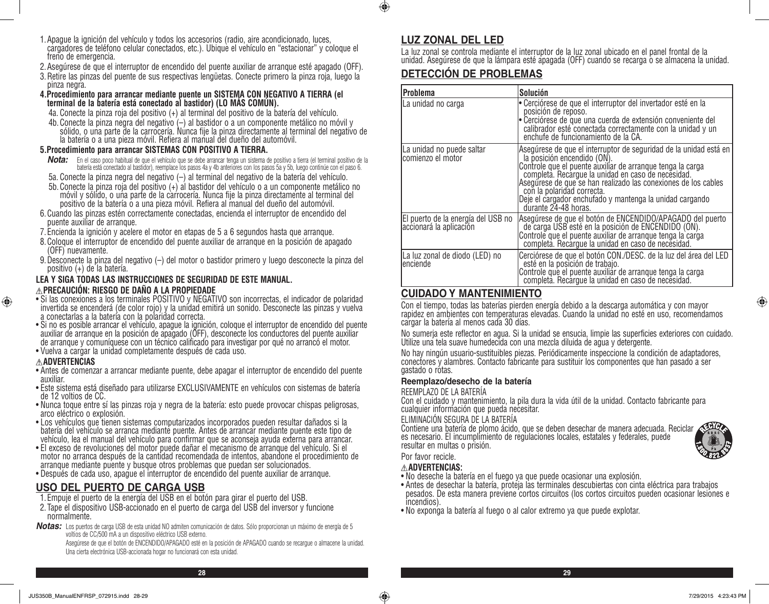1. Apague la ignición del vehículo y todos los accesorios (radio, aire acondicionado, luces, cargadores de teléfono celular conectados, etc.). Ubique el vehículo en "estacionar" y coloque el freno de emergencia.
2. Asegúrese de que el interruptor de encendido del puente auxiliar de arranque esté apagado (OFF).
3. Retire las pinzas del puente de sus respectivas lengüetas. Conecte primero la pinza roja, luego la pinza negra.
4. **Procedimiento para arrancar mediante puente un SISTEMA CON NEGATIVO A TIERRA (el terminal de la batería está conectado al bastidor) (LO MÁS COMÚN).**
   - 4a. Conecte la pinza roja del positivo (+) al terminal del positivo de la batería del vehículo.
   - 4b. Conecte la pinza negra del negativo (–) al bastidor o a un componente metálico no móvil y sólido, o una parte de la carrocería. Nunca fije la pinza directamente al terminal del negativo de la batería o a una pieza móvil. Refiera al manual del dueño del automóvil.
5. **Procedimiento para arrancar SISTEMAS CON POSITIVO A TIERRA.**

   ***Nota:*** En el caso poco habitual de que el vehículo que se debe arrancar tenga un sistema de positivo a tierra (el terminal positivo de la batería está conectado al bastidor), reemplace los pasos 4a y 4b anteriores con los pasos 5a y 5b, luego continúe con el paso 6.
   - 5a. Conecte la pinza negra del negativo (–) al terminal del negativo de la batería del vehículo.
   - 5b. Conecte la pinza roja del positivo (+) al bastidor del vehículo o a un componente metálico no móvil y sólido, o una parte de la carrocería. Nunca fije la pinza directamente al terminal del positivo de la batería o a una pieza móvil. Refiera al manual del dueño del automóvil.
6. Cuando las pinzas estén correctamente conectadas, encienda el interruptor de encendido del puente auxiliar de arranque.
7. Encienda la ignición y acelere el motor en etapas de 5 a 6 segundos hasta que arranque.
8. Coloque el interruptor de encendido del puente auxiliar de arranque en la posición de apagado (OFF) nuevamente.
9. Desconecte la pinza del negativo (–) del motor o bastidor primero y luego desconecte la pinza del positivo (+) de la batería.

**LEA Y SIGA TODAS LAS INSTRUCCIONES DE SEGURIDAD DE ESTE MANUAL.**

**⚠PRECAUCIÓN: RIESGO DE DAÑO A LA PROPIEDADE**

- Si las conexiones a los terminales POSITIVO y NEGATIVO son incorrectas, el indicador de polaridad invertida se encenderá (de color rojo) y la unidad emitirá un sonido. Desconecte las pinzas y vuelva a conectarlas a la batería con la polaridad correcta.
- Si no es posible arrancar el vehículo, apague la ignición, coloque el interruptor de encendido del puente auxiliar de arranque en la posición de apagado (OFF), desconecte los conductores del puente auxiliar de arranque y comuníquese con un técnico calificado para investigar por qué no arrancó el motor.
- Vuelva a cargar la unidad completamente después de cada uso.

**⚠ADVERTENCIAS**

- Antes de comenzar a arrancar mediante puente, debe apagar el interruptor de encendido del puente auxiliar.
- Este sistema está diseñado para utilizarse EXCLUSIVAMENTE en vehículos con sistemas de batería de 12 voltios de CC.
- Nunca toque entre sí las pinzas roja y negra de la batería: esto puede provocar chispas peligrosas, arco eléctrico o explosión.
- Los vehículos que tienen sistemas computarizados incorporados pueden resultar dañados si la batería del vehículo se arranca mediante puente. Antes de arrancar mediante puente este tipo de vehículo, lea el manual del vehículo para confirmar que se aconseja ayuda externa para arrancar.
- El exceso de revoluciones del motor puede dañar el mecanismo de arranque del vehículo. Si el motor no arranca después de la cantidad recomendada de intentos, abandone el procedimiento de arranque mediante puente y busque otros problemas que puedan ser solucionados.
- Después de cada uso, apague el interruptor de encendido del puente auxiliar de arranque.

## USO DEL PUERTO DE CARGA USB

1. Empuje el puerto de la energía del USB en el botón para girar el puerto del USB.
2. Tape el dispositivo USB-accionado en el puerto de carga del USB del inversor y funcione normalmente.

***Notas:*** Los puertos de carga USB de esta unidad NO admiten comunicación de datos. Sólo proporcionan un máximo de energía de 5 voltios de CC/500 mA a un dispositivo eléctrico USB externo.

Asegúrese de que el botón de ENCENDIDO/APAGADO esté en la posición de APAGADO cuando se recargue o almacene la unidad.

Una cierta electrónica USB-accionada hogar no funcionará con esta unidad.

## LUZ ZONAL DEL LED

La luz zonal se controla mediante el interruptor de la luz zonal ubicado en el panel frontal de la unidad. Asegúrese de que la lámpara esté apagada (OFF) cuando se recarga o se almacena la unidad.

## DETECCIÓN DE PROBLEMAS

| Problema | Solución |
|---|---|
| La unidad no carga | • Cerciórese de que el interruptor del invertador esté en la posición de reposo.<br>• Cerciórese de que una cuerda de extensión conveniente del calibrador esté conectada correctamente con la unidad y un enchufe de funcionamiento de la CA. |
| La unidad no puede saltar comienzo el motor | Asegúrese de que el interruptor de seguridad de la unidad está en la posición encendido (ON).<br>Controle que el puente auxiliar de arranque tenga la carga completa. Recargue la unidad en caso de necesidad.<br>Asegúrese de que se han realizado las conexiones de los cables con la polaridad correcta.<br>Deje el cargador enchufado y mantenga la unidad cargando durante 24-48 horas. |
| El puerto de la energía del USB no accionará la aplicación | Asegúrese de que el botón de ENCENDIDO/APAGADO del puerto de carga USB esté en la posición de ENCENDIDO (ON).<br>Controle que el puente auxiliar de arranque tenga la carga completa. Recargue la unidad en caso de necesidad. |
| La luz zonal de diodo (LED) no enciende | Cerciórese de que el botón CON./DESC. de la luz del área del LED esté en la posición de trabajo.<br>Controle que el puente auxiliar de arranque tenga la carga completa. Recargue la unidad en caso de necesidad. |

## CUIDADO Y MANTENIMIENTO

Con el tiempo, todas las baterías pierden energía debido a la descarga automática y con mayor rapidez en ambientes con temperaturas elevadas. Cuando la unidad no esté en uso, recomendamos cargar la batería al menos cada 30 días.

No sumerja este reflector en agua. Si la unidad se ensucia, limpie las superficies exteriores con cuidado. Utilize una tela suave humedecida con una mezcla diluida de agua y detergente.

No hay ningún usuario-sustituibles piezas. Periódicamente inspeccione la condición de adaptadores, conectores y alambres. Contacto fabricante para sustituir los componentes que han pasado a ser gastado o rotas.

### Reemplazo/desecho de la batería

REEMPLAZO DE LA BATERÍA

Con el cuidado y mantenimiento, la pila dura la vida útil de la unidad. Contacto fabricante para cualquier información que pueda necesitar.

ELIMINACIÓN SEGURA DE LA BATERÍA

Contiene una batería de plomo ácido, que se deben desechar de manera adecuada. Reciclar es necesario. El incumplimiento de regulaciones locales, estatales y federales, puede resultar en multas o prisión.

Por favor recicle.

**⚠ADVERTENCIAS:**

- No deseche la batería en el fuego ya que puede ocasionar una explosión.
- Antes de desechar la batería, proteja las terminales descubiertas con cinta eléctrica para trabajos pesados. De esta manera previene cortos circuitos (los cortos circuitos pueden ocasionar lesiones e incendios).
- No exponga la batería al fuego o al calor extremo ya que puede explotar.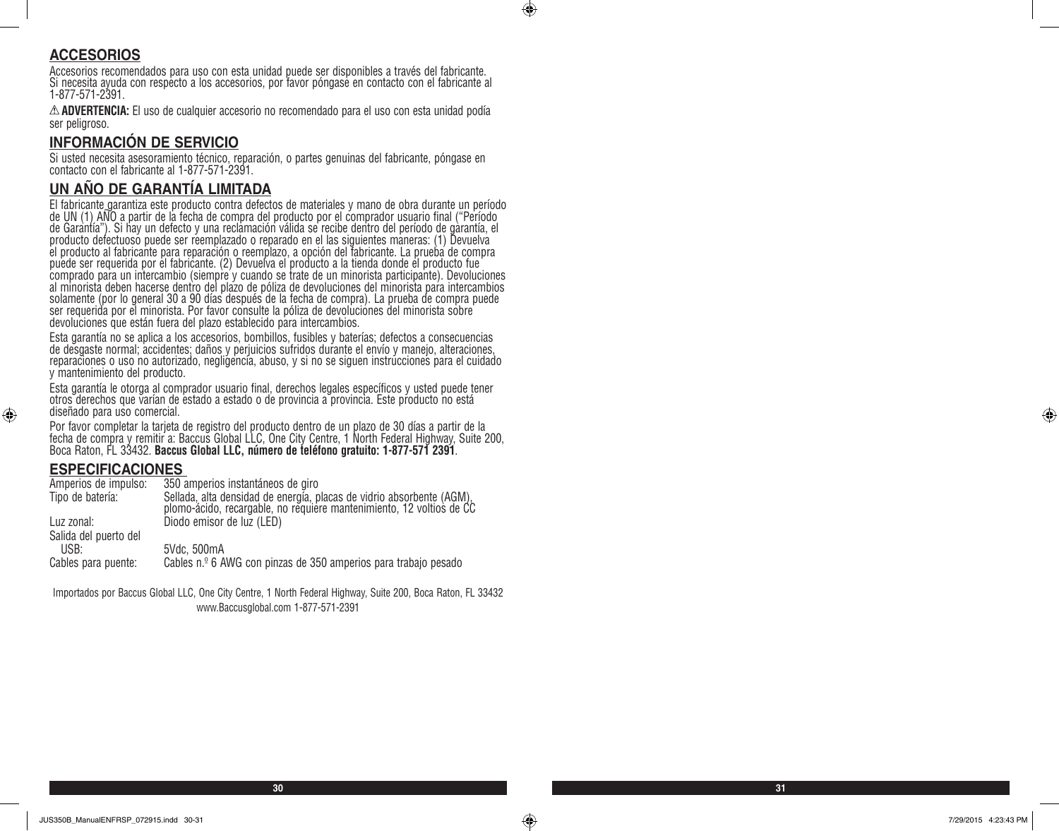## ACCESORIOS

Accesorios recomendados para uso con esta unidad puede ser disponibles a través del fabricante. Si necesita ayuda con respecto a los accesorios, por favor póngase en contacto con el fabricante al 1-877-571-2391.

⚠ **ADVERTENCIA:** El uso de cualquier accesorio no recomendado para el uso con esta unidad podía ser peligroso.

## INFORMACIÓN DE SERVICIO

Si usted necesita asesoramiento técnico, reparación, o partes genuinas del fabricante, póngase en contacto con el fabricante al 1-877-571-2391.

## UN AÑO DE GARANTÍA LIMITADA

El fabricante garantiza este producto contra defectos de materiales y mano de obra durante un período de UN (1) AÑO a partir de la fecha de compra del producto por el comprador usuario final ("Período de Garantía"). Si hay un defecto y una reclamación válida se recibe dentro del período de garantía, el producto defectuoso puede ser reemplazado o reparado en el las siguientes maneras: (1) Devuelva el producto al fabricante para reparación o reemplazo, a opción del fabricante. La prueba de compra puede ser requerida por el fabricante. (2) Devuelva el producto a la tienda donde el producto fue comprado para un intercambio (siempre y cuando se trate de un minorista participante). Devoluciones al minorista deben hacerse dentro del plazo de póliza de devoluciones del minorista para intercambios solamente (por lo general 30 a 90 días después de la fecha de compra). La prueba de compra puede ser requerida por el minorista. Por favor consulte la póliza de devoluciones del minorista sobre devoluciones que están fuera del plazo establecido para intercambios.

Esta garantía no se aplica a los accesorios, bombillos, fusibles y baterías; defectos a consecuencias de desgaste normal; accidentes; daños y perjuicios sufridos durante el envío y manejo, alteraciones, reparaciones o uso no autorizado, negligencia, abuso, y si no se siguen instrucciones para el cuidado y mantenimiento del producto.

Esta garantía le otorga al comprador usuario final, derechos legales específicos y usted puede tener otros derechos que varían de estado a estado o de provincia a provincia. Este producto no está diseñado para uso comercial.

Por favor completar la tarjeta de registro del producto dentro de un plazo de 30 días a partir de la fecha de compra y remitir a: Baccus Global LLC, One City Centre, 1 North Federal Highway, Suite 200, Boca Raton, FL 33432. **Baccus Global LLC, número de teléfono gratuito: 1-877-571 2391**.

## ESPECIFICACIONES

| | |
|---|---|
| Amperios de impulso: | 350 amperios instantáneos de giro |
| Tipo de batería: | Sellada, alta densidad de energía, placas de vidrio absorbente (AGM), plomo-ácido, recargable, no requiere mantenimiento, 12 voltios de CC |
| Luz zonal: | Diodo emisor de luz (LED) |
| Salida del puerto del USB: | 5Vdc, 500mA |
| Cables para puente: | Cables n.º 6 AWG con pinzas de 350 amperios para trabajo pesado |

Importados por Baccus Global LLC, One City Centre, 1 North Federal Highway, Suite 200, Boca Raton, FL 33432
www.Baccusglobal.com 1-877-571-2391